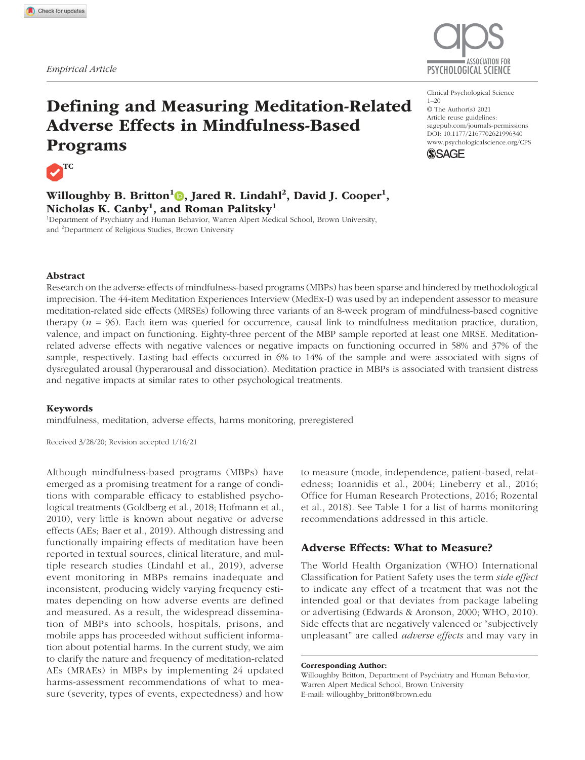*Empirical Article*

# Defining and Measuring Meditation-Related Adverse Effects in Mindfulness-Based Programs

**Willoughby B. Britton[1], Jared R. Lindahl[2], David J. Cooper[1], Nicholas K. Canby[1], and Roman Palitsky[1]**

[1]Department of Psychiatry and Human Behavior, Warren Alpert Medical School, Brown University, and [2]Department of Religious Studies, Brown University

Clinical Psychological Science
1–20
© The Author(s) 2021
Article reuse guidelines: sagepub.com/journals-permissions
DOI: 10.1177/2167702621996340
www.psychologicalscience.org/CPS

## Abstract

Research on the adverse effects of mindfulness-based programs (MBPs) has been sparse and hindered by methodological imprecision. The 44-item Meditation Experiences Interview (MedEx-I) was used by an independent assessor to measure meditation-related side effects (MRSEs) following three variants of an 8-week program of mindfulness-based cognitive therapy ($n$ = 96). Each item was queried for occurrence, causal link to mindfulness meditation practice, duration, valence, and impact on functioning. Eighty-three percent of the MBP sample reported at least one MRSE. Meditation-related adverse effects with negative valences or negative impacts on functioning occurred in 58% and 37% of the sample, respectively. Lasting bad effects occurred in 6% to 14% of the sample and were associated with signs of dysregulated arousal (hyperarousal and dissociation). Meditation practice in MBPs is associated with transient distress and negative impacts at similar rates to other psychological treatments.

### Keywords

mindfulness, meditation, adverse effects, harms monitoring, preregistered

Received 3/28/20; Revision accepted 1/16/21

Although mindfulness-based programs (MBPs) have emerged as a promising treatment for a range of conditions with comparable efficacy to established psychological treatments (Goldberg et al., 2018; Hofmann et al., 2010), very little is known about negative or adverse effects (AEs; Baer et al., 2019). Although distressing and functionally impairing effects of meditation have been reported in textual sources, clinical literature, and multiple research studies (Lindahl et al., 2019), adverse event monitoring in MBPs remains inadequate and inconsistent, producing widely varying frequency estimates depending on how adverse events are defined and measured. As a result, the widespread dissemination of MBPs into schools, hospitals, prisons, and mobile apps has proceeded without sufficient information about potential harms. In the current study, we aim to clarify the nature and frequency of meditation-related AEs (MRAEs) in MBPs by implementing 24 updated harms-assessment recommendations of what to measure (severity, types of events, expectedness) and how to measure (mode, independence, patient-based, relatedness; Ioannidis et al., 2004; Lineberry et al., 2016; Office for Human Research Protections, 2016; Rozental et al., 2018). See Table 1 for a list of harms monitoring recommendations addressed in this article.

## Adverse Effects: What to Measure?

The World Health Organization (WHO) International Classification for Patient Safety uses the term *side effect* to indicate any effect of a treatment that was not the intended goal or that deviates from package labeling or advertising (Edwards & Aronson, 2000; WHO, 2010). Side effects that are negatively valenced or "subjectively unpleasant" are called *adverse effects* and may vary in

**Corresponding Author:**
Willoughby Britton, Department of Psychiatry and Human Behavior, Warren Alpert Medical School, Brown University
E-mail: willoughby_britton@brown.edu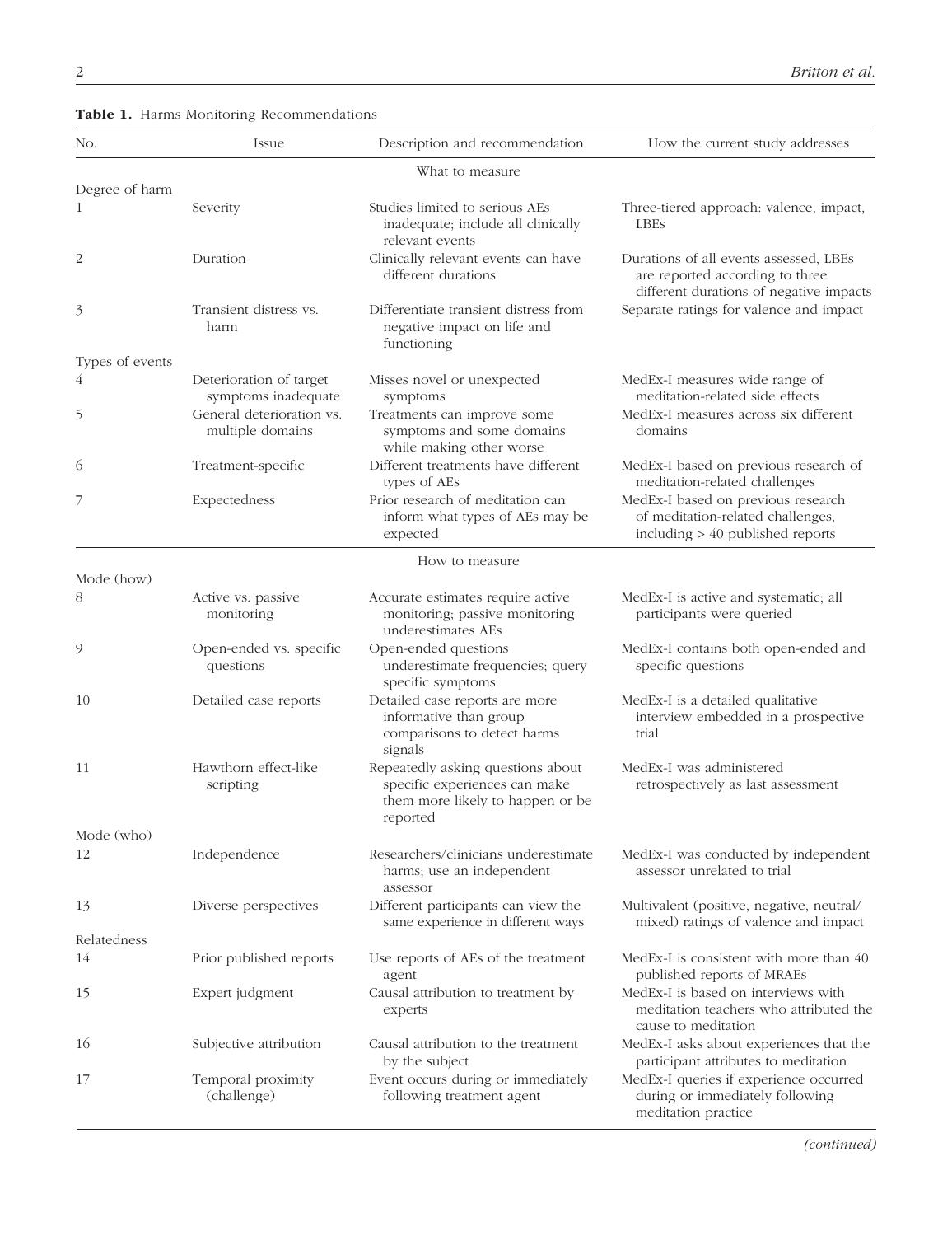**Table 1.** Harms Monitoring Recommendations

| No. | Issue | Description and recommendation | How the current study addresses |
|---|---|---|---|
| | | What to measure | |
| Degree of harm | | | |
| 1 | Severity | Studies limited to serious AEs inadequate; include all clinically relevant events | Three-tiered approach: valence, impact, LBEs |
| 2 | Duration | Clinically relevant events can have different durations | Durations of all events assessed, LBEs are reported according to three different durations of negative impacts |
| 3 | Transient distress vs. harm | Differentiate transient distress from negative impact on life and functioning | Separate ratings for valence and impact |
| Types of events | | | |
| 4 | Deterioration of target symptoms inadequate | Misses novel or unexpected symptoms | MedEx-I measures wide range of meditation-related side effects |
| 5 | General deterioration vs. multiple domains | Treatments can improve some symptoms and some domains while making other worse | MedEx-I measures across six different domains |
| 6 | Treatment-specific | Different treatments have different types of AEs | MedEx-I based on previous research of meditation-related challenges |
| 7 | Expectedness | Prior research of meditation can inform what types of AEs may be expected | MedEx-I based on previous research of meditation-related challenges, including > 40 published reports |
| | | How to measure | |
| Mode (how) | | | |
| 8 | Active vs. passive monitoring | Accurate estimates require active monitoring; passive monitoring underestimates AEs | MedEx-I is active and systematic; all participants were queried |
| 9 | Open-ended vs. specific questions | Open-ended questions underestimate frequencies; query specific symptoms | MedEx-I contains both open-ended and specific questions |
| 10 | Detailed case reports | Detailed case reports are more informative than group comparisons to detect harms signals | MedEx-I is a detailed qualitative interview embedded in a prospective trial |
| 11 | Hawthorn effect-like scripting | Repeatedly asking questions about specific experiences can make them more likely to happen or be reported | MedEx-I was administered retrospectively as last assessment |
| Mode (who) | | | |
| 12 | Independence | Researchers/clinicians underestimate harms; use an independent assessor | MedEx-I was conducted by independent assessor unrelated to trial |
| 13 | Diverse perspectives | Different participants can view the same experience in different ways | Multivalent (positive, negative, neutral/mixed) ratings of valence and impact |
| Relatedness | | | |
| 14 | Prior published reports | Use reports of AEs of the treatment agent | MedEx-I is consistent with more than 40 published reports of MRAEs |
| 15 | Expert judgment | Causal attribution to treatment by experts | MedEx-I is based on interviews with meditation teachers who attributed the cause to meditation |
| 16 | Subjective attribution | Causal attribution to the treatment by the subject | MedEx-I asks about experiences that the participant attributes to meditation |
| 17 | Temporal proximity (challenge) | Event occurs during or immediately following treatment agent | MedEx-I queries if experience occurred during or immediately following meditation practice |

*(continued)*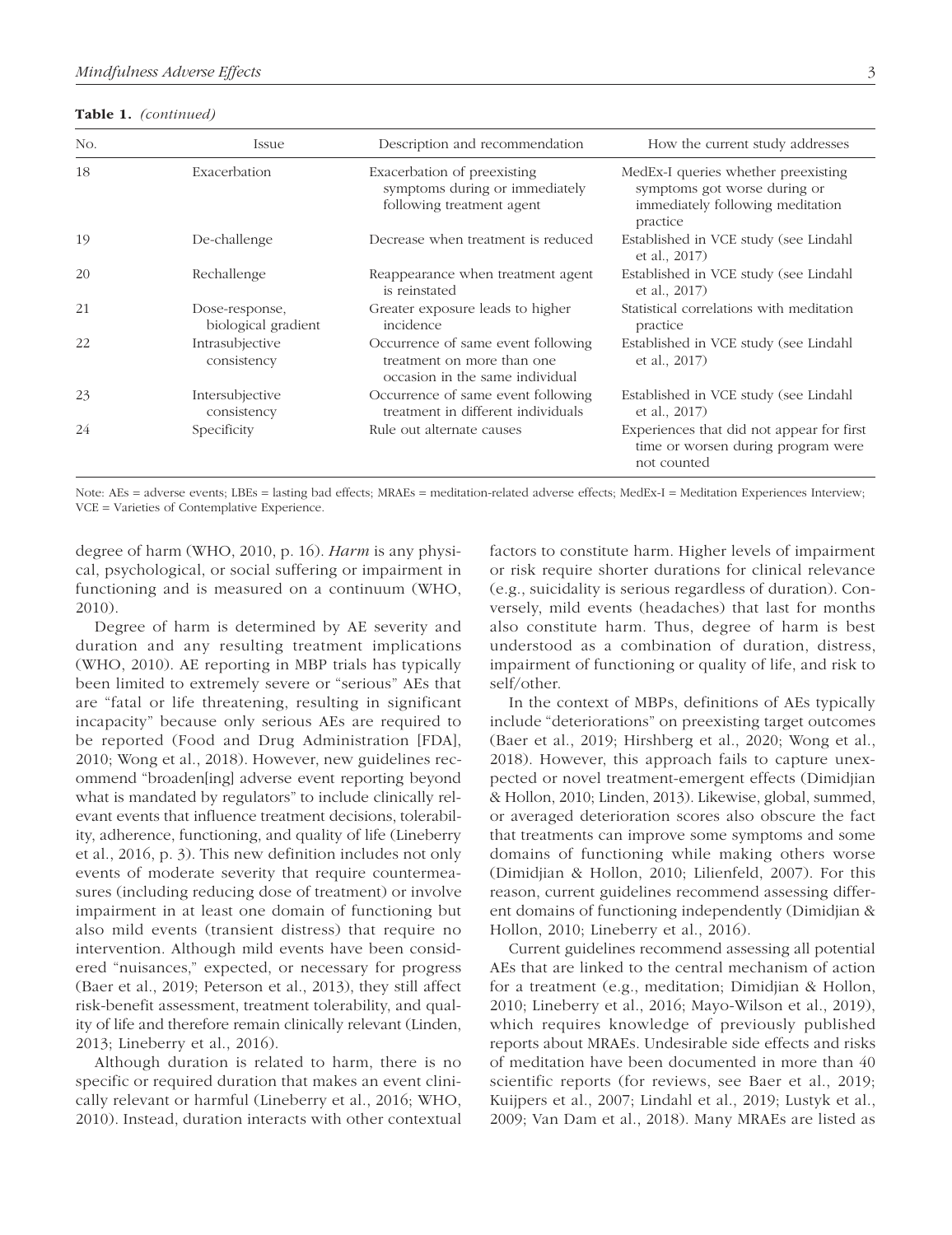**Table 1.** *(continued)*

| No. | Issue | Description and recommendation | How the current study addresses |
|---|---|---|---|
| 18 | Exacerbation | Exacerbation of preexisting symptoms during or immediately following treatment agent | MedEx-I queries whether preexisting symptoms got worse during or immediately following meditation practice |
| 19 | De-challenge | Decrease when treatment is reduced | Established in VCE study (see Lindahl et al., 2017) |
| 20 | Rechallenge | Reappearance when treatment agent is reinstated | Established in VCE study (see Lindahl et al., 2017) |
| 21 | Dose-response, biological gradient | Greater exposure leads to higher incidence | Statistical correlations with meditation practice |
| 22 | Intrasubjective consistency | Occurrence of same event following treatment on more than one occasion in the same individual | Established in VCE study (see Lindahl et al., 2017) |
| 23 | Intersubjective consistency | Occurrence of same event following treatment in different individuals | Established in VCE study (see Lindahl et al., 2017) |
| 24 | Specificity | Rule out alternate causes | Experiences that did not appear for first time or worsen during program were not counted |

Note: AEs = adverse events; LBEs = lasting bad effects; MRAEs = meditation-related adverse effects; MedEx-I = Meditation Experiences Interview; VCE = Varieties of Contemplative Experience.

degree of harm (WHO, 2010, p. 16). *Harm* is any physical, psychological, or social suffering or impairment in functioning and is measured on a continuum (WHO, 2010).

Degree of harm is determined by AE severity and duration and any resulting treatment implications (WHO, 2010). AE reporting in MBP trials has typically been limited to extremely severe or "serious" AEs that are "fatal or life threatening, resulting in significant incapacity" because only serious AEs are required to be reported (Food and Drug Administration [FDA], 2010; Wong et al., 2018). However, new guidelines recommend "broaden[ing] adverse event reporting beyond what is mandated by regulators" to include clinically relevant events that influence treatment decisions, tolerability, adherence, functioning, and quality of life (Lineberry et al., 2016, p. 3). This new definition includes not only events of moderate severity that require countermeasures (including reducing dose of treatment) or involve impairment in at least one domain of functioning but also mild events (transient distress) that require no intervention. Although mild events have been considered "nuisances," expected, or necessary for progress (Baer et al., 2019; Peterson et al., 2013), they still affect risk-benefit assessment, treatment tolerability, and quality of life and therefore remain clinically relevant (Linden, 2013; Lineberry et al., 2016).

Although duration is related to harm, there is no specific or required duration that makes an event clinically relevant or harmful (Lineberry et al., 2016; WHO, 2010). Instead, duration interacts with other contextual factors to constitute harm. Higher levels of impairment or risk require shorter durations for clinical relevance (e.g., suicidality is serious regardless of duration). Conversely, mild events (headaches) that last for months also constitute harm. Thus, degree of harm is best understood as a combination of duration, distress, impairment of functioning or quality of life, and risk to self/other.

In the context of MBPs, definitions of AEs typically include "deteriorations" on preexisting target outcomes (Baer et al., 2019; Hirshberg et al., 2020; Wong et al., 2018). However, this approach fails to capture unexpected or novel treatment-emergent effects (Dimidjian & Hollon, 2010; Linden, 2013). Likewise, global, summed, or averaged deterioration scores also obscure the fact that treatments can improve some symptoms and some domains of functioning while making others worse (Dimidjian & Hollon, 2010; Lilienfeld, 2007). For this reason, current guidelines recommend assessing different domains of functioning independently (Dimidjian & Hollon, 2010; Lineberry et al., 2016).

Current guidelines recommend assessing all potential AEs that are linked to the central mechanism of action for a treatment (e.g., meditation; Dimidjian & Hollon, 2010; Lineberry et al., 2016; Mayo-Wilson et al., 2019), which requires knowledge of previously published reports about MRAEs. Undesirable side effects and risks of meditation have been documented in more than 40 scientific reports (for reviews, see Baer et al., 2019; Kuijpers et al., 2007; Lindahl et al., 2019; Lustyk et al., 2009; Van Dam et al., 2018). Many MRAEs are listed as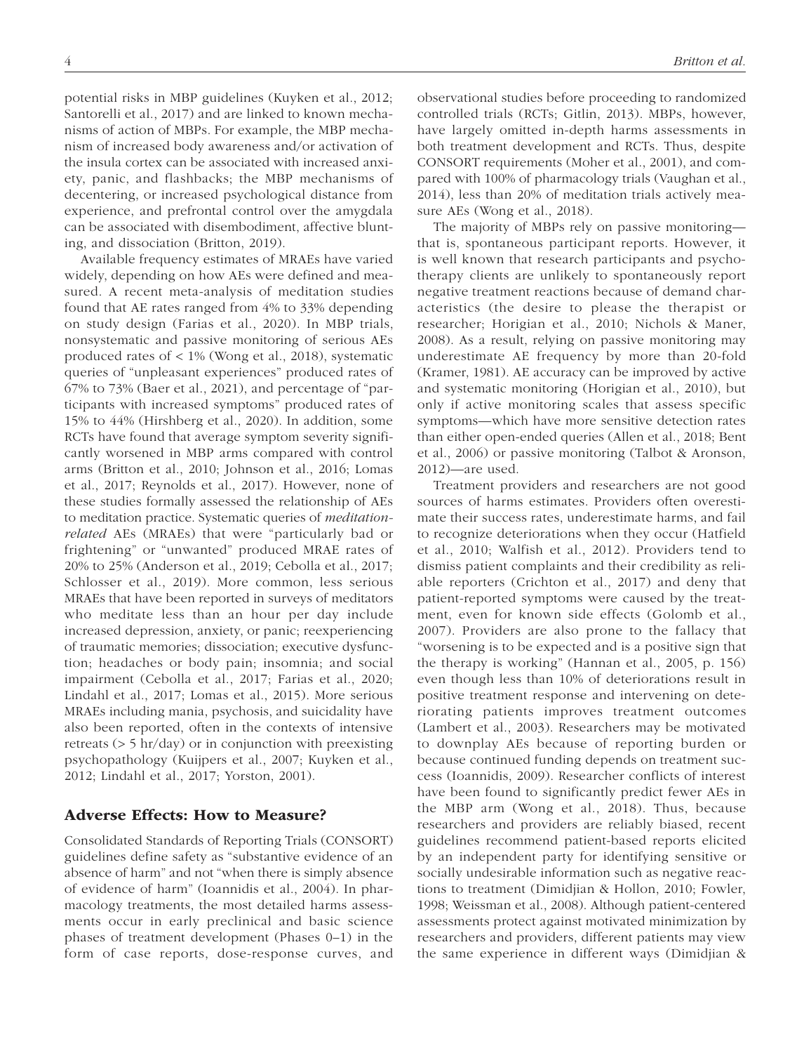potential risks in MBP guidelines (Kuyken et al., 2012; Santorelli et al., 2017) and are linked to known mechanisms of action of MBPs. For example, the MBP mechanism of increased body awareness and/or activation of the insula cortex can be associated with increased anxiety, panic, and flashbacks; the MBP mechanisms of decentering, or increased psychological distance from experience, and prefrontal control over the amygdala can be associated with disembodiment, affective blunting, and dissociation (Britton, 2019).

Available frequency estimates of MRAEs have varied widely, depending on how AEs were defined and measured. A recent meta-analysis of meditation studies found that AE rates ranged from 4% to 33% depending on study design (Farias et al., 2020). In MBP trials, nonsystematic and passive monitoring of serious AEs produced rates of < 1% (Wong et al., 2018), systematic queries of "unpleasant experiences" produced rates of 67% to 73% (Baer et al., 2021), and percentage of "participants with increased symptoms" produced rates of 15% to 44% (Hirshberg et al., 2020). In addition, some RCTs have found that average symptom severity significantly worsened in MBP arms compared with control arms (Britton et al., 2010; Johnson et al., 2016; Lomas et al., 2017; Reynolds et al., 2017). However, none of these studies formally assessed the relationship of AEs to meditation practice. Systematic queries of *meditation-related* AEs (MRAEs) that were "particularly bad or frightening" or "unwanted" produced MRAE rates of 20% to 25% (Anderson et al., 2019; Cebolla et al., 2017; Schlosser et al., 2019). More common, less serious MRAEs that have been reported in surveys of meditators who meditate less than an hour per day include increased depression, anxiety, or panic; reexperiencing of traumatic memories; dissociation; executive dysfunction; headaches or body pain; insomnia; and social impairment (Cebolla et al., 2017; Farias et al., 2020; Lindahl et al., 2017; Lomas et al., 2015). More serious MRAEs including mania, psychosis, and suicidality have also been reported, often in the contexts of intensive retreats (> 5 hr/day) or in conjunction with preexisting psychopathology (Kuijpers et al., 2007; Kuyken et al., 2012; Lindahl et al., 2017; Yorston, 2001).

## Adverse Effects: How to Measure?

Consolidated Standards of Reporting Trials (CONSORT) guidelines define safety as "substantive evidence of an absence of harm" and not "when there is simply absence of evidence of harm" (Ioannidis et al., 2004). In pharmacology treatments, the most detailed harms assessments occur in early preclinical and basic science phases of treatment development (Phases 0–1) in the form of case reports, dose-response curves, and observational studies before proceeding to randomized controlled trials (RCTs; Gitlin, 2013). MBPs, however, have largely omitted in-depth harms assessments in both treatment development and RCTs. Thus, despite CONSORT requirements (Moher et al., 2001), and compared with 100% of pharmacology trials (Vaughan et al., 2014), less than 20% of meditation trials actively measure AEs (Wong et al., 2018).

The majority of MBPs rely on passive monitoring—that is, spontaneous participant reports. However, it is well known that research participants and psychotherapy clients are unlikely to spontaneously report negative treatment reactions because of demand characteristics (the desire to please the therapist or researcher; Horigian et al., 2010; Nichols & Maner, 2008). As a result, relying on passive monitoring may underestimate AE frequency by more than 20-fold (Kramer, 1981). AE accuracy can be improved by active and systematic monitoring (Horigian et al., 2010), but only if active monitoring scales that assess specific symptoms—which have more sensitive detection rates than either open-ended queries (Allen et al., 2018; Bent et al., 2006) or passive monitoring (Talbot & Aronson, 2012)—are used.

Treatment providers and researchers are not good sources of harms estimates. Providers often overestimate their success rates, underestimate harms, and fail to recognize deteriorations when they occur (Hatfield et al., 2010; Walfish et al., 2012). Providers tend to dismiss patient complaints and their credibility as reliable reporters (Crichton et al., 2017) and deny that patient-reported symptoms were caused by the treatment, even for known side effects (Golomb et al., 2007). Providers are also prone to the fallacy that "worsening is to be expected and is a positive sign that the therapy is working" (Hannan et al., 2005, p. 156) even though less than 10% of deteriorations result in positive treatment response and intervening on deteriorating patients improves treatment outcomes (Lambert et al., 2003). Researchers may be motivated to downplay AEs because of reporting burden or because continued funding depends on treatment success (Ioannidis, 2009). Researcher conflicts of interest have been found to significantly predict fewer AEs in the MBP arm (Wong et al., 2018). Thus, because researchers and providers are reliably biased, recent guidelines recommend patient-based reports elicited by an independent party for identifying sensitive or socially undesirable information such as negative reactions to treatment (Dimidjian & Hollon, 2010; Fowler, 1998; Weissman et al., 2008). Although patient-centered assessments protect against motivated minimization by researchers and providers, different patients may view the same experience in different ways (Dimidjian &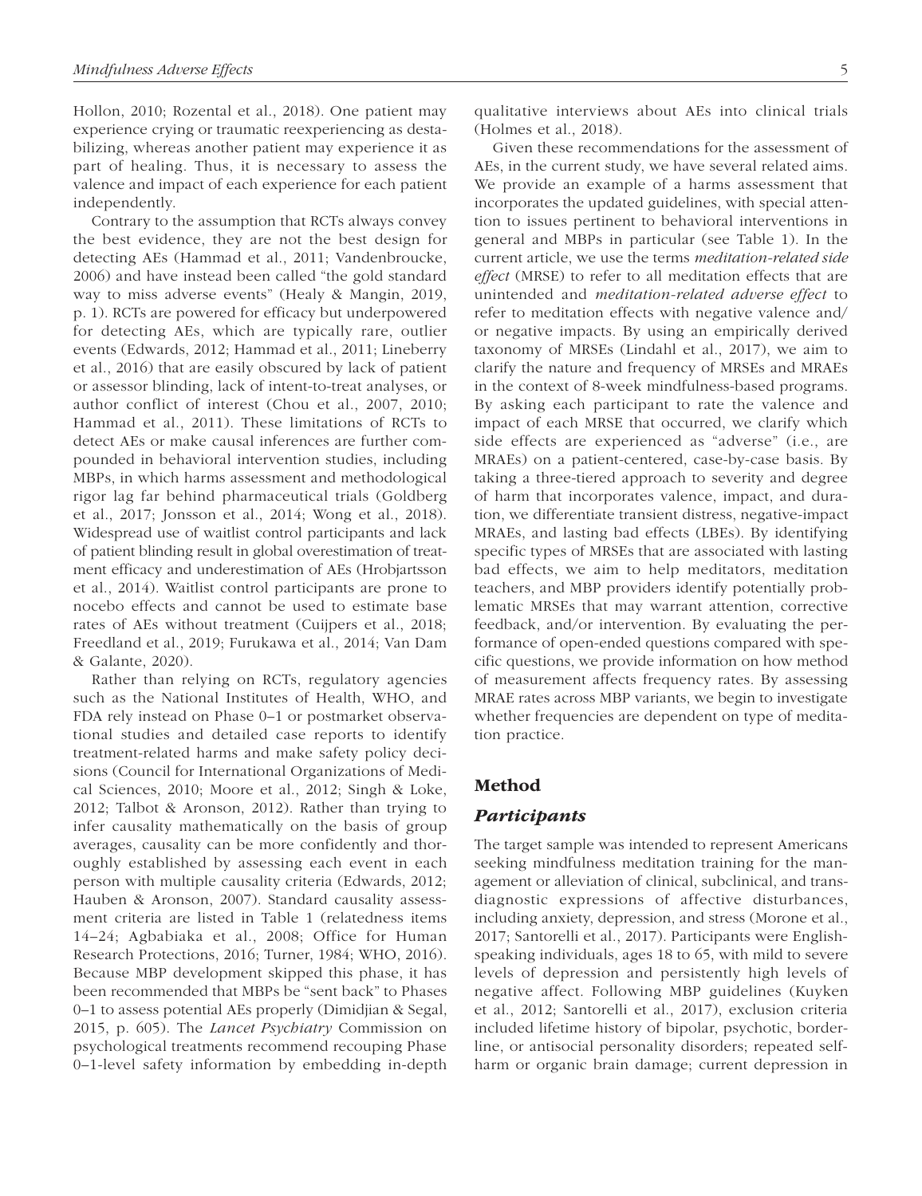Hollon, 2010; Rozental et al., 2018). One patient may experience crying or traumatic reexperiencing as destabilizing, whereas another patient may experience it as part of healing. Thus, it is necessary to assess the valence and impact of each experience for each patient independently.

Contrary to the assumption that RCTs always convey the best evidence, they are not the best design for detecting AEs (Hammad et al., 2011; Vandenbroucke, 2006) and have instead been called "the gold standard way to miss adverse events" (Healy & Mangin, 2019, p. 1). RCTs are powered for efficacy but underpowered for detecting AEs, which are typically rare, outlier events (Edwards, 2012; Hammad et al., 2011; Lineberry et al., 2016) that are easily obscured by lack of patient or assessor blinding, lack of intent-to-treat analyses, or author conflict of interest (Chou et al., 2007, 2010; Hammad et al., 2011). These limitations of RCTs to detect AEs or make causal inferences are further compounded in behavioral intervention studies, including MBPs, in which harms assessment and methodological rigor lag far behind pharmaceutical trials (Goldberg et al., 2017; Jonsson et al., 2014; Wong et al., 2018). Widespread use of waitlist control participants and lack of patient blinding result in global overestimation of treatment efficacy and underestimation of AEs (Hrobjartsson et al., 2014). Waitlist control participants are prone to nocebo effects and cannot be used to estimate base rates of AEs without treatment (Cuijpers et al., 2018; Freedland et al., 2019; Furukawa et al., 2014; Van Dam & Galante, 2020).

Rather than relying on RCTs, regulatory agencies such as the National Institutes of Health, WHO, and FDA rely instead on Phase 0–1 or postmarket observational studies and detailed case reports to identify treatment-related harms and make safety policy decisions (Council for International Organizations of Medical Sciences, 2010; Moore et al., 2012; Singh & Loke, 2012; Talbot & Aronson, 2012). Rather than trying to infer causality mathematically on the basis of group averages, causality can be more confidently and thoroughly established by assessing each event in each person with multiple causality criteria (Edwards, 2012; Hauben & Aronson, 2007). Standard causality assessment criteria are listed in Table 1 (relatedness items 14–24; Agbabiaka et al., 2008; Office for Human Research Protections, 2016; Turner, 1984; WHO, 2016). Because MBP development skipped this phase, it has been recommended that MBPs be "sent back" to Phases 0–1 to assess potential AEs properly (Dimidjian & Segal, 2015, p. 605). The *Lancet Psychiatry* Commission on psychological treatments recommend recouping Phase 0–1-level safety information by embedding in-depth qualitative interviews about AEs into clinical trials (Holmes et al., 2018).

Given these recommendations for the assessment of AEs, in the current study, we have several related aims. We provide an example of a harms assessment that incorporates the updated guidelines, with special attention to issues pertinent to behavioral interventions in general and MBPs in particular (see Table 1). In the current article, we use the terms *meditation-related side effect* (MRSE) to refer to all meditation effects that are unintended and *meditation-related adverse effect* to refer to meditation effects with negative valence and/or negative impacts. By using an empirically derived taxonomy of MRSEs (Lindahl et al., 2017), we aim to clarify the nature and frequency of MRSEs and MRAEs in the context of 8-week mindfulness-based programs. By asking each participant to rate the valence and impact of each MRSE that occurred, we clarify which side effects are experienced as "adverse" (i.e., are MRAEs) on a patient-centered, case-by-case basis. By taking a three-tiered approach to severity and degree of harm that incorporates valence, impact, and duration, we differentiate transient distress, negative-impact MRAEs, and lasting bad effects (LBEs). By identifying specific types of MRSEs that are associated with lasting bad effects, we aim to help meditators, meditation teachers, and MBP providers identify potentially problematic MRSEs that may warrant attention, corrective feedback, and/or intervention. By evaluating the performance of open-ended questions compared with specific questions, we provide information on how method of measurement affects frequency rates. By assessing MRAE rates across MBP variants, we begin to investigate whether frequencies are dependent on type of meditation practice.

## Method

### Participants

The target sample was intended to represent Americans seeking mindfulness meditation training for the management or alleviation of clinical, subclinical, and transdiagnostic expressions of affective disturbances, including anxiety, depression, and stress (Morone et al., 2017; Santorelli et al., 2017). Participants were English-speaking individuals, ages 18 to 65, with mild to severe levels of depression and persistently high levels of negative affect. Following MBP guidelines (Kuyken et al., 2012; Santorelli et al., 2017), exclusion criteria included lifetime history of bipolar, psychotic, borderline, or antisocial personality disorders; repeated self-harm or organic brain damage; current depression in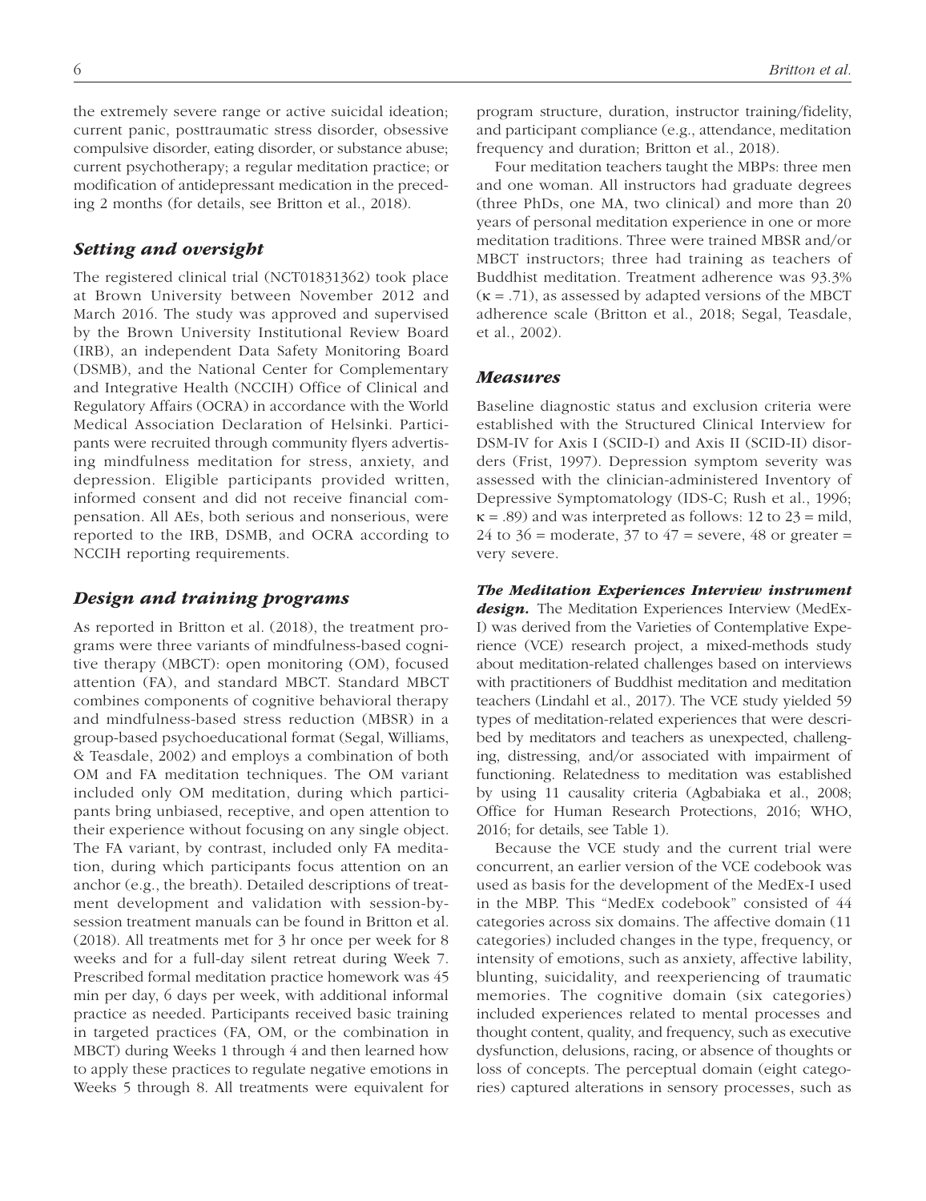the extremely severe range or active suicidal ideation; current panic, posttraumatic stress disorder, obsessive compulsive disorder, eating disorder, or substance abuse; current psychotherapy; a regular meditation practice; or modification of antidepressant medication in the preceding 2 months (for details, see Britton et al., 2018).

## *Setting and oversight*

The registered clinical trial (NCT01831362) took place at Brown University between November 2012 and March 2016. The study was approved and supervised by the Brown University Institutional Review Board (IRB), an independent Data Safety Monitoring Board (DSMB), and the National Center for Complementary and Integrative Health (NCCIH) Office of Clinical and Regulatory Affairs (OCRA) in accordance with the World Medical Association Declaration of Helsinki. Participants were recruited through community flyers advertising mindfulness meditation for stress, anxiety, and depression. Eligible participants provided written, informed consent and did not receive financial compensation. All AEs, both serious and nonserious, were reported to the IRB, DSMB, and OCRA according to NCCIH reporting requirements.

## *Design and training programs*

As reported in Britton et al. (2018), the treatment programs were three variants of mindfulness-based cognitive therapy (MBCT): open monitoring (OM), focused attention (FA), and standard MBCT. Standard MBCT combines components of cognitive behavioral therapy and mindfulness-based stress reduction (MBSR) in a group-based psychoeducational format (Segal, Williams, & Teasdale, 2002) and employs a combination of both OM and FA meditation techniques. The OM variant included only OM meditation, during which participants bring unbiased, receptive, and open attention to their experience without focusing on any single object. The FA variant, by contrast, included only FA meditation, during which participants focus attention on an anchor (e.g., the breath). Detailed descriptions of treatment development and validation with session-by-session treatment manuals can be found in Britton et al. (2018). All treatments met for 3 hr once per week for 8 weeks and for a full-day silent retreat during Week 7. Prescribed formal meditation practice homework was 45 min per day, 6 days per week, with additional informal practice as needed. Participants received basic training in targeted practices (FA, OM, or the combination in MBCT) during Weeks 1 through 4 and then learned how to apply these practices to regulate negative emotions in Weeks 5 through 8. All treatments were equivalent for program structure, duration, instructor training/fidelity, and participant compliance (e.g., attendance, meditation frequency and duration; Britton et al., 2018).

Four meditation teachers taught the MBPs: three men and one woman. All instructors had graduate degrees (three PhDs, one MA, two clinical) and more than 20 years of personal meditation experience in one or more meditation traditions. Three were trained MBSR and/or MBCT instructors; three had training as teachers of Buddhist meditation. Treatment adherence was 93.3% ($\kappa = .71$), as assessed by adapted versions of the MBCT adherence scale (Britton et al., 2018; Segal, Teasdale, et al., 2002).

## *Measures*

Baseline diagnostic status and exclusion criteria were established with the Structured Clinical Interview for DSM-IV for Axis I (SCID-I) and Axis II (SCID-II) disorders (Frist, 1997). Depression symptom severity was assessed with the clinician-administered Inventory of Depressive Symptomatology (IDS-C; Rush et al., 1996; $\kappa = .89$) and was interpreted as follows: 12 to 23 = mild, 24 to 36 = moderate, 37 to 47 = severe, 48 or greater = very severe.

***The Meditation Experiences Interview instrument design.*** The Meditation Experiences Interview (MedEx-I) was derived from the Varieties of Contemplative Experience (VCE) research project, a mixed-methods study about meditation-related challenges based on interviews with practitioners of Buddhist meditation and meditation teachers (Lindahl et al., 2017). The VCE study yielded 59 types of meditation-related experiences that were described by meditators and teachers as unexpected, challenging, distressing, and/or associated with impairment of functioning. Relatedness to meditation was established by using 11 causality criteria (Agbabiaka et al., 2008; Office for Human Research Protections, 2016; WHO, 2016; for details, see Table 1).

Because the VCE study and the current trial were concurrent, an earlier version of the VCE codebook was used as basis for the development of the MedEx-I used in the MBP. This "MedEx codebook" consisted of 44 categories across six domains. The affective domain (11 categories) included changes in the type, frequency, or intensity of emotions, such as anxiety, affective lability, blunting, suicidality, and reexperiencing of traumatic memories. The cognitive domain (six categories) included experiences related to mental processes and thought content, quality, and frequency, such as executive dysfunction, delusions, racing, or absence of thoughts or loss of concepts. The perceptual domain (eight categories) captured alterations in sensory processes, such as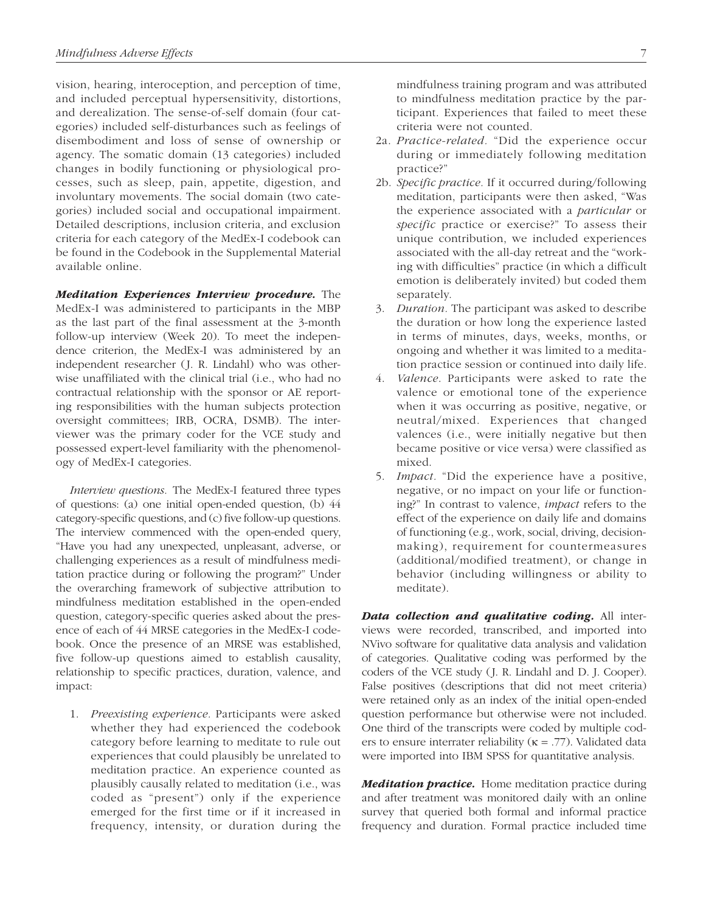vision, hearing, interoception, and perception of time, and included perceptual hypersensitivity, distortions, and derealization. The sense-of-self domain (four categories) included self-disturbances such as feelings of disembodiment and loss of sense of ownership or agency. The somatic domain (13 categories) included changes in bodily functioning or physiological processes, such as sleep, pain, appetite, digestion, and involuntary movements. The social domain (two categories) included social and occupational impairment. Detailed descriptions, inclusion criteria, and exclusion criteria for each category of the MedEx-I codebook can be found in the Codebook in the Supplemental Material available online.

***Meditation Experiences Interview procedure.*** The MedEx-I was administered to participants in the MBP as the last part of the final assessment at the 3-month follow-up interview (Week 20). To meet the independence criterion, the MedEx-I was administered by an independent researcher (J. R. Lindahl) who was otherwise unaffiliated with the clinical trial (i.e., who had no contractual relationship with the sponsor or AE reporting responsibilities with the human subjects protection oversight committees; IRB, OCRA, DSMB). The interviewer was the primary coder for the VCE study and possessed expert-level familiarity with the phenomenology of MedEx-I categories.

*Interview questions.* The MedEx-I featured three types of questions: (a) one initial open-ended question, (b) 44 category-specific questions, and (c) five follow-up questions. The interview commenced with the open-ended query, "Have you had any unexpected, unpleasant, adverse, or challenging experiences as a result of mindfulness meditation practice during or following the program?" Under the overarching framework of subjective attribution to mindfulness meditation established in the open-ended question, category-specific queries asked about the presence of each of 44 MRSE categories in the MedEx-I codebook. Once the presence of an MRSE was established, five follow-up questions aimed to establish causality, relationship to specific practices, duration, valence, and impact:

1. *Preexisting experience.* Participants were asked whether they had experienced the codebook category before learning to meditate to rule out experiences that could plausibly be unrelated to meditation practice. An experience counted as plausibly causally related to meditation (i.e., was coded as "present") only if the experience emerged for the first time or if it increased in frequency, intensity, or duration during the mindfulness training program and was attributed to mindfulness meditation practice by the participant. Experiences that failed to meet these criteria were not counted.

2a. *Practice-related.* "Did the experience occur during or immediately following meditation practice?"

2b. *Specific practice.* If it occurred during/following meditation, participants were then asked, "Was the experience associated with a *particular* or *specific* practice or exercise?" To assess their unique contribution, we included experiences associated with the all-day retreat and the "working with difficulties" practice (in which a difficult emotion is deliberately invited) but coded them separately.

3. *Duration.* The participant was asked to describe the duration or how long the experience lasted in terms of minutes, days, weeks, months, or ongoing and whether it was limited to a meditation practice session or continued into daily life.

4. *Valence.* Participants were asked to rate the valence or emotional tone of the experience when it was occurring as positive, negative, or neutral/mixed. Experiences that changed valences (i.e., were initially negative but then became positive or vice versa) were classified as mixed.

5. *Impact.* "Did the experience have a positive, negative, or no impact on your life or functioning?" In contrast to valence, *impact* refers to the effect of the experience on daily life and domains of functioning (e.g., work, social, driving, decision-making), requirement for countermeasures (additional/modified treatment), or change in behavior (including willingness or ability to meditate).

***Data collection and qualitative coding.*** All interviews were recorded, transcribed, and imported into NVivo software for qualitative data analysis and validation of categories. Qualitative coding was performed by the coders of the VCE study (J. R. Lindahl and D. J. Cooper). False positives (descriptions that did not meet criteria) were retained only as an index of the initial open-ended question performance but otherwise were not included. One third of the transcripts were coded by multiple coders to ensure interrater reliability ($\kappa = .77$). Validated data were imported into IBM SPSS for quantitative analysis.

***Meditation practice.*** Home meditation practice during and after treatment was monitored daily with an online survey that queried both formal and informal practice frequency and duration. Formal practice included time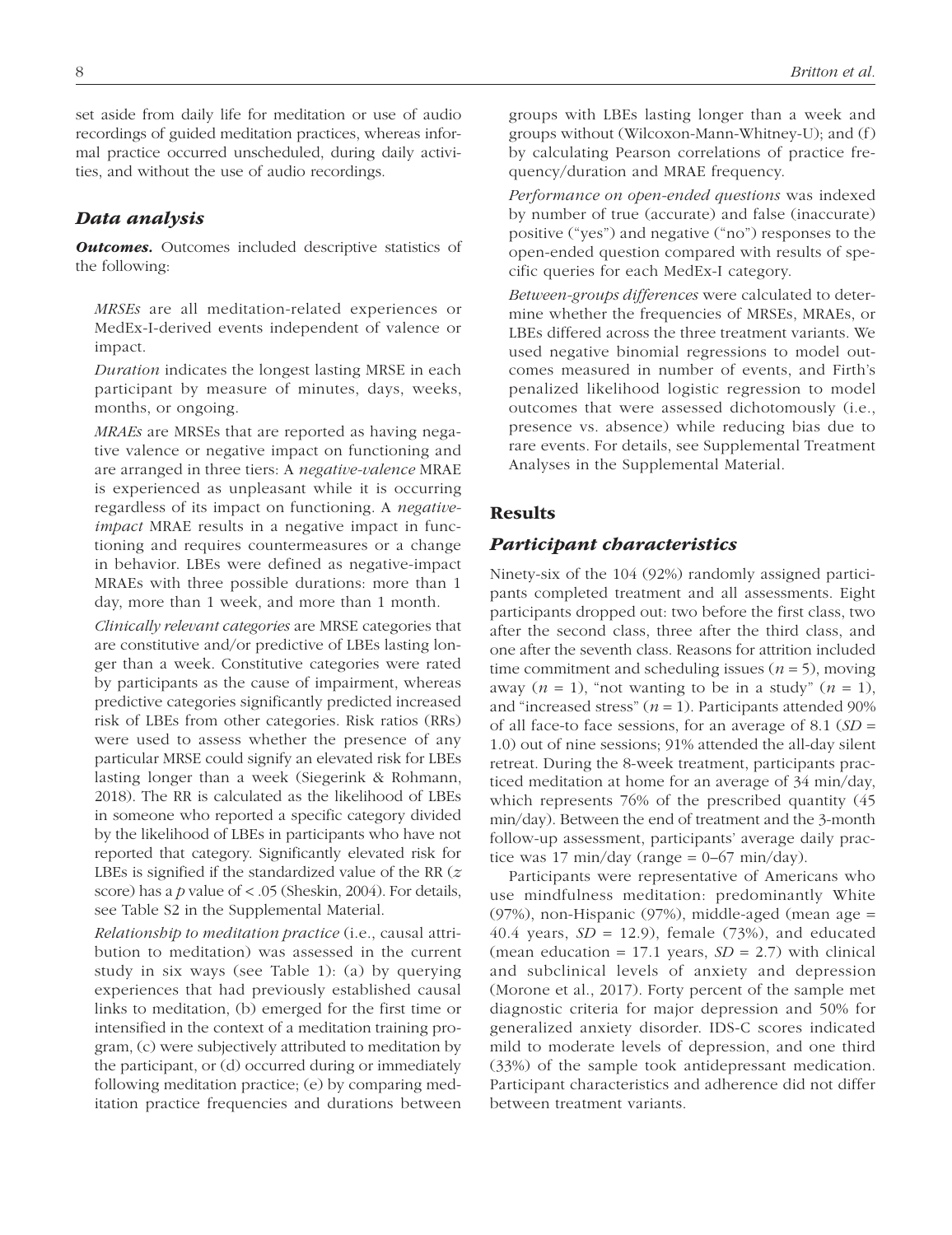set aside from daily life for meditation or use of audio recordings of guided meditation practices, whereas informal practice occurred unscheduled, during daily activities, and without the use of audio recordings.

## Data analysis

***Outcomes.*** Outcomes included descriptive statistics of the following:

*MRSEs* are all meditation-related experiences or MedEx-I-derived events independent of valence or impact.

*Duration* indicates the longest lasting MRSE in each participant by measure of minutes, days, weeks, months, or ongoing.

*MRAEs* are MRSEs that are reported as having negative valence or negative impact on functioning and are arranged in three tiers: A *negative-valence* MRAE is experienced as unpleasant while it is occurring regardless of its impact on functioning. A *negative-impact* MRAE results in a negative impact in functioning and requires countermeasures or a change in behavior. LBEs were defined as negative-impact MRAEs with three possible durations: more than 1 day, more than 1 week, and more than 1 month.

*Clinically relevant categories* are MRSE categories that are constitutive and/or predictive of LBEs lasting longer than a week. Constitutive categories were rated by participants as the cause of impairment, whereas predictive categories significantly predicted increased risk of LBEs from other categories. Risk ratios (RRs) were used to assess whether the presence of any particular MRSE could signify an elevated risk for LBEs lasting longer than a week (Siegerink & Rohmann, 2018). The RR is calculated as the likelihood of LBEs in someone who reported a specific category divided by the likelihood of LBEs in participants who have not reported that category. Significantly elevated risk for LBEs is signified if the standardized value of the RR ($z$ score) has a $p$ value of $< .05$ (Sheskin, 2004). For details, see Table S2 in the Supplemental Material.

*Relationship to meditation practice* (i.e., causal attribution to meditation) was assessed in the current study in six ways (see Table 1): (a) by querying experiences that had previously established causal links to meditation, (b) emerged for the first time or intensified in the context of a meditation training program, (c) were subjectively attributed to meditation by the participant, or (d) occurred during or immediately following meditation practice; (e) by comparing meditation practice frequencies and durations between groups with LBEs lasting longer than a week and groups without (Wilcoxon-Mann-Whitney-U); and (f) by calculating Pearson correlations of practice frequency/duration and MRAE frequency.

*Performance on open-ended questions* was indexed by number of true (accurate) and false (inaccurate) positive ("yes") and negative ("no") responses to the open-ended question compared with results of specific queries for each MedEx-I category.

*Between-groups differences* were calculated to determine whether the frequencies of MRSEs, MRAEs, or LBEs differed across the three treatment variants. We used negative binomial regressions to model outcomes measured in number of events, and Firth's penalized likelihood logistic regression to model outcomes that were assessed dichotomously (i.e., presence vs. absence) while reducing bias due to rare events. For details, see Supplemental Treatment Analyses in the Supplemental Material.

# Results

## Participant characteristics

Ninety-six of the 104 (92%) randomly assigned participants completed treatment and all assessments. Eight participants dropped out: two before the first class, two after the second class, three after the third class, and one after the seventh class. Reasons for attrition included time commitment and scheduling issues ($n = 5$), moving away ($n = 1$), "not wanting to be in a study" ($n = 1$), and "increased stress" ($n = 1$). Participants attended 90% of all face-to face sessions, for an average of 8.1 ($SD$ = 1.0) out of nine sessions; 91% attended the all-day silent retreat. During the 8-week treatment, participants practiced meditation at home for an average of 34 min/day, which represents 76% of the prescribed quantity (45 min/day). Between the end of treatment and the 3-month follow-up assessment, participants' average daily practice was 17 min/day (range = 0–67 min/day).

Participants were representative of Americans who use mindfulness meditation: predominantly White (97%), non-Hispanic (97%), middle-aged (mean age = 40.4 years, $SD$ = 12.9), female (73%), and educated (mean education = 17.1 years, $SD$ = 2.7) with clinical and subclinical levels of anxiety and depression (Morone et al., 2017). Forty percent of the sample met diagnostic criteria for major depression and 50% for generalized anxiety disorder. IDS-C scores indicated mild to moderate levels of depression, and one third (33%) of the sample took antidepressant medication. Participant characteristics and adherence did not differ between treatment variants.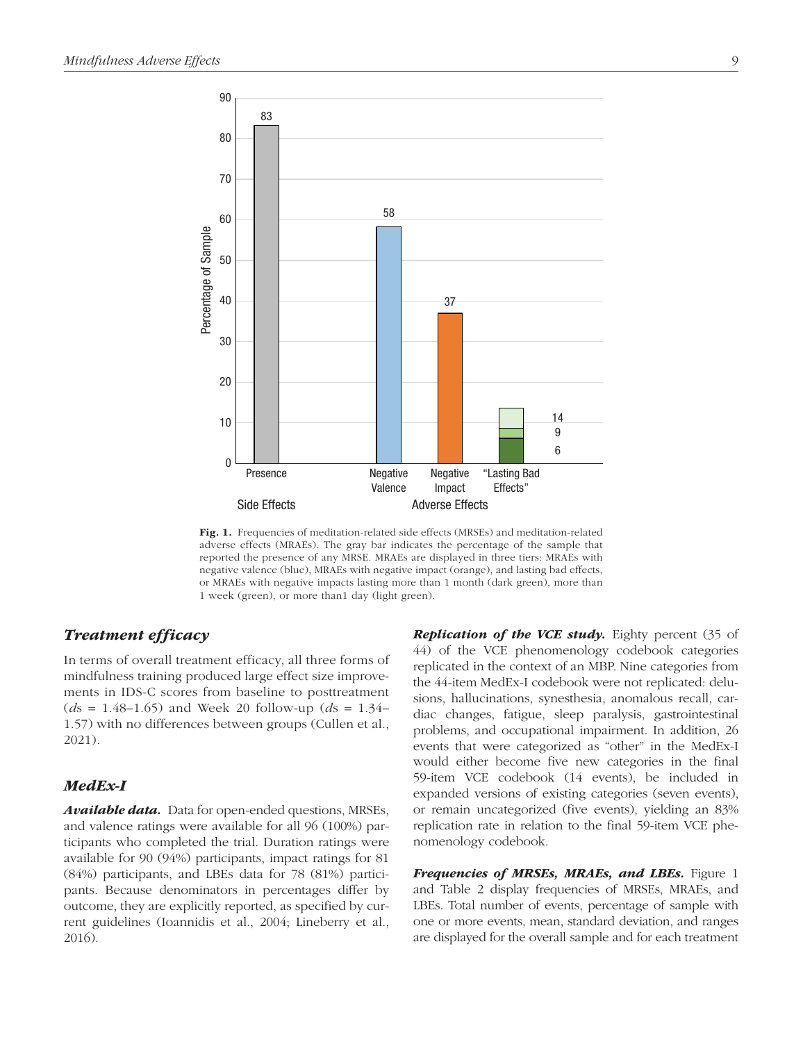Fig. 1. Frequencies of meditation-related side effects (MRSEs) and meditation-related adverse effects (MRAEs). The gray bar indicates the percentage of the sample that reported the presence of any MRSE. MRAEs are displayed in three tiers: MRAEs with negative valence (blue), MRAEs with negative impact (orange), and lasting bad effects, or MRAEs with negative impacts lasting more than 1 month (dark green), more than 1 week (green), or more than1 day (light green).

### *Treatment efficacy*

In terms of overall treatment efficacy, all three forms of mindfulness training produced large effect size improvements in IDS-C scores from baseline to posttreatment (*d*s = 1.48–1.65) and Week 20 follow-up (*d*s = 1.34–1.57) with no differences between groups (Cullen et al., 2021).

### *MedEx-I*

***Available data.*** Data for open-ended questions, MRSEs, and valence ratings were available for all 96 (100%) participants who completed the trial. Duration ratings were available for 90 (94%) participants, impact ratings for 81 (84%) participants, and LBEs data for 78 (81%) participants. Because denominators in percentages differ by outcome, they are explicitly reported, as specified by current guidelines (Ioannidis et al., 2004; Lineberry et al., 2016).

***Replication of the VCE study.*** Eighty percent (35 of 44) of the VCE phenomenology codebook categories replicated in the context of an MBP. Nine categories from the 44-item MedEx-I codebook were not replicated: delusions, hallucinations, synesthesia, anomalous recall, cardiac changes, fatigue, sleep paralysis, gastrointestinal problems, and occupational impairment. In addition, 26 events that were categorized as "other" in the MedEx-I would either become five new categories in the final 59-item VCE codebook (14 events), be included in expanded versions of existing categories (seven events), or remain uncategorized (five events), yielding an 83% replication rate in relation to the final 59-item VCE phenomenology codebook.

***Frequencies of MRSEs, MRAEs, and LBEs.*** Figure 1 and Table 2 display frequencies of MRSEs, MRAEs, and LBEs. Total number of events, percentage of sample with one or more events, mean, standard deviation, and ranges are displayed for the overall sample and for each treatment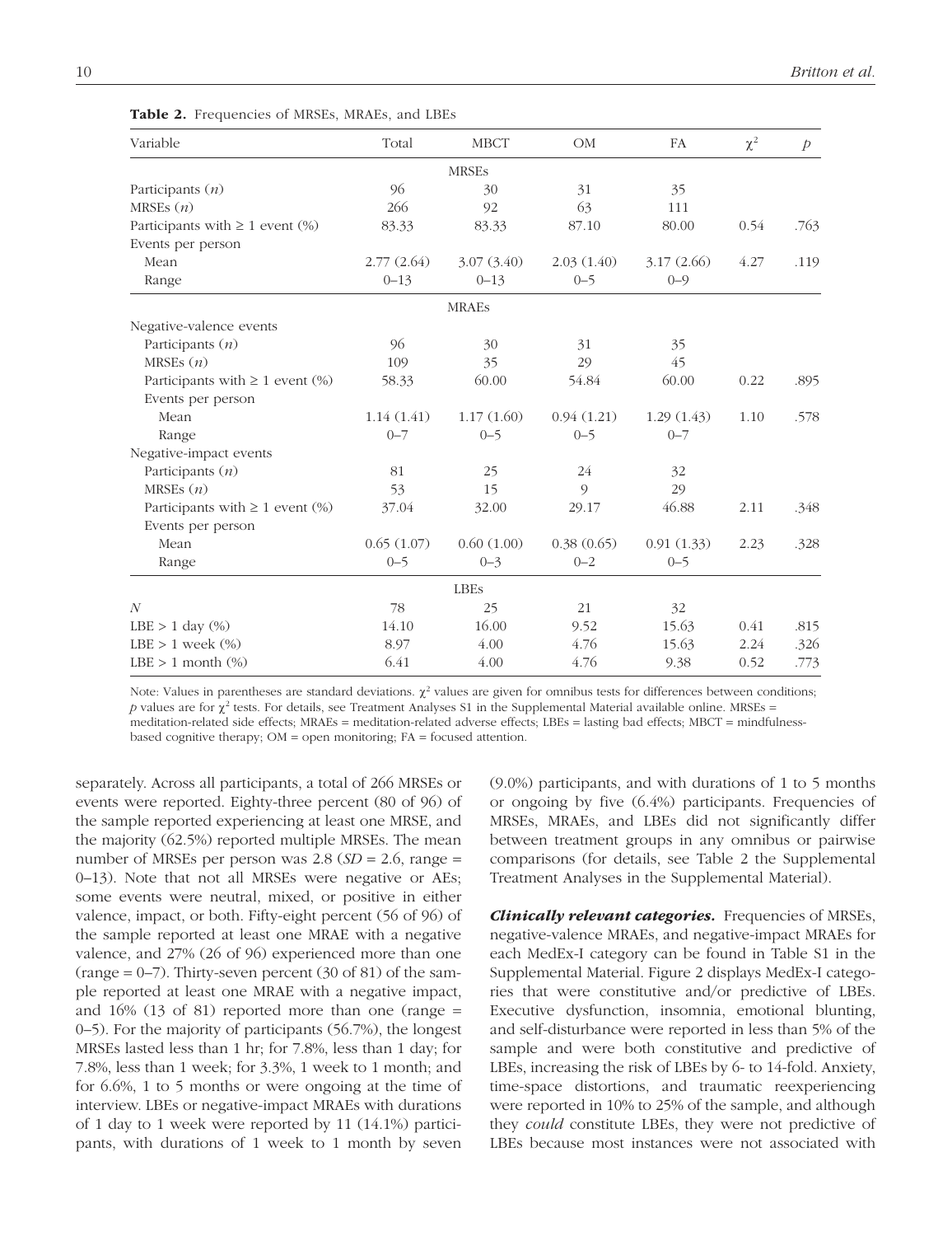**Table 2.** Frequencies of MRSEs, MRAEs, and LBEs

| Variable | Total | MBCT | OM | FA | $\chi^2$ | $p$ |
|---|---|---|---|---|---|---|
| | | | MRSEs | | | |
| Participants ($n$) | 96 | 30 | 31 | 35 | | |
| MRSEs ($n$) | 266 | 92 | 63 | 111 | | |
| Participants with ≥ 1 event (%) | 83.33 | 83.33 | 87.10 | 80.00 | 0.54 | .763 |
| Events per person | | | | | | |
| Mean | 2.77 (2.64) | 3.07 (3.40) | 2.03 (1.40) | 3.17 (2.66) | 4.27 | .119 |
| Range | 0–13 | 0–13 | 0–5 | 0–9 | | |
| | | | MRAEs | | | |
| Negative-valence events | | | | | | |
| Participants ($n$) | 96 | 30 | 31 | 35 | | |
| MRSEs ($n$) | 109 | 35 | 29 | 45 | | |
| Participants with ≥ 1 event (%) | 58.33 | 60.00 | 54.84 | 60.00 | 0.22 | .895 |
| Events per person | | | | | | |
| Mean | 1.14 (1.41) | 1.17 (1.60) | 0.94 (1.21) | 1.29 (1.43) | 1.10 | .578 |
| Range | 0–7 | 0–5 | 0–5 | 0–7 | | |
| Negative-impact events | | | | | | |
| Participants ($n$) | 81 | 25 | 24 | 32 | | |
| MRSEs ($n$) | 53 | 15 | 9 | 29 | | |
| Participants with ≥ 1 event (%) | 37.04 | 32.00 | 29.17 | 46.88 | 2.11 | .348 |
| Events per person | | | | | | |
| Mean | 0.65 (1.07) | 0.60 (1.00) | 0.38 (0.65) | 0.91 (1.33) | 2.23 | .328 |
| Range | 0–5 | 0–3 | 0–2 | 0–5 | | |
| | | | LBEs | | | |
| $N$ | 78 | 25 | 21 | 32 | | |
| LBE > 1 day (%) | 14.10 | 16.00 | 9.52 | 15.63 | 0.41 | .815 |
| LBE > 1 week (%) | 8.97 | 4.00 | 4.76 | 15.63 | 2.24 | .326 |
| LBE > 1 month (%) | 6.41 | 4.00 | 4.76 | 9.38 | 0.52 | .773 |

Note: Values in parentheses are standard deviations. $\chi^2$ values are given for omnibus tests for differences between conditions; $p$ values are for $\chi^2$ tests. For details, see Treatment Analyses S1 in the Supplemental Material available online. MRSEs = meditation-related side effects; MRAEs = meditation-related adverse effects; LBEs = lasting bad effects; MBCT = mindfulness-based cognitive therapy; OM = open monitoring; FA = focused attention.

separately. Across all participants, a total of 266 MRSEs or events were reported. Eighty-three percent (80 of 96) of the sample reported experiencing at least one MRSE, and the majority (62.5%) reported multiple MRSEs. The mean number of MRSEs per person was 2.8 ($SD$ = 2.6, range = 0–13). Note that not all MRSEs were negative or AEs; some events were neutral, mixed, or positive in either valence, impact, or both. Fifty-eight percent (56 of 96) of the sample reported at least one MRAE with a negative valence, and 27% (26 of 96) experienced more than one (range = 0–7). Thirty-seven percent (30 of 81) of the sample reported at least one MRAE with a negative impact, and 16% (13 of 81) reported more than one (range = 0–5). For the majority of participants (56.7%), the longest MRSEs lasted less than 1 hr; for 7.8%, less than 1 day; for 7.8%, less than 1 week; for 3.3%, 1 week to 1 month; and for 6.6%, 1 to 5 months or were ongoing at the time of interview. LBEs or negative-impact MRAEs with durations of 1 day to 1 week were reported by 11 (14.1%) participants, with durations of 1 week to 1 month by seven (9.0%) participants, and with durations of 1 to 5 months or ongoing by five (6.4%) participants. Frequencies of MRSEs, MRAEs, and LBEs did not significantly differ between treatment groups in any omnibus or pairwise comparisons (for details, see Table 2 the Supplemental Treatment Analyses in the Supplemental Material).

***Clinically relevant categories.*** Frequencies of MRSEs, negative-valence MRAEs, and negative-impact MRAEs for each MedEx-I category can be found in Table S1 in the Supplemental Material. Figure 2 displays MedEx-I categories that were constitutive and/or predictive of LBEs. Executive dysfunction, insomnia, emotional blunting, and self-disturbance were reported in less than 5% of the sample and were both constitutive and predictive of LBEs, increasing the risk of LBEs by 6- to 14-fold. Anxiety, time-space distortions, and traumatic reexperiencing were reported in 10% to 25% of the sample, and although they *could* constitute LBEs, they were not predictive of LBEs because most instances were not associated with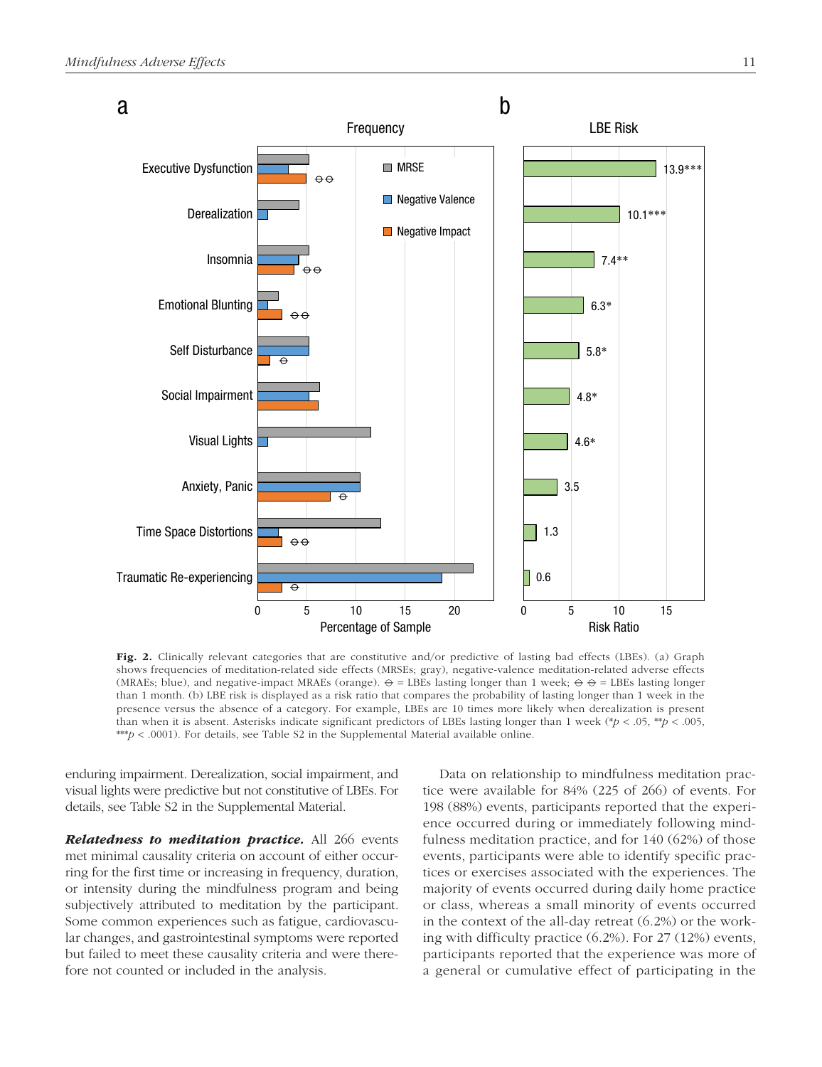Fig. 2. Clinically relevant categories that are constitutive and/or predictive of lasting bad effects (LBEs). (a) Graph shows frequencies of meditation-related side effects (MRSEs; gray), negative-valence meditation-related adverse effects (MRAEs; blue), and negative-impact MRAEs (orange). ⊖ = LBEs lasting longer than 1 week; ⊖ ⊖ = LBEs lasting longer than 1 month. (b) LBE risk is displayed as a risk ratio that compares the probability of lasting longer than 1 week in the presence versus the absence of a category. For example, LBEs are 10 times more likely when derealization is present than when it is absent. Asterisks indicate significant predictors of LBEs lasting longer than 1 week (* $p < .05$, ** $p < .005$, *** $p < .0001$). For details, see Table S2 in the Supplemental Material available online.

enduring impairment. Derealization, social impairment, and visual lights were predictive but not constitutive of LBEs. For details, see Table S2 in the Supplemental Material.

***Relatedness to meditation practice.*** All 266 events met minimal causality criteria on account of either occurring for the first time or increasing in frequency, duration, or intensity during the mindfulness program and being subjectively attributed to meditation by the participant. Some common experiences such as fatigue, cardiovascular changes, and gastrointestinal symptoms were reported but failed to meet these causality criteria and were therefore not counted or included in the analysis.

Data on relationship to mindfulness meditation practice were available for 84% (225 of 266) of events. For 198 (88%) events, participants reported that the experience occurred during or immediately following mindfulness meditation practice, and for 140 (62%) of those events, participants were able to identify specific practices or exercises associated with the experiences. The majority of events occurred during daily home practice or class, whereas a small minority of events occurred in the context of the all-day retreat (6.2%) or the working with difficulty practice (6.2%). For 27 (12%) events, participants reported that the experience was more of a general or cumulative effect of participating in the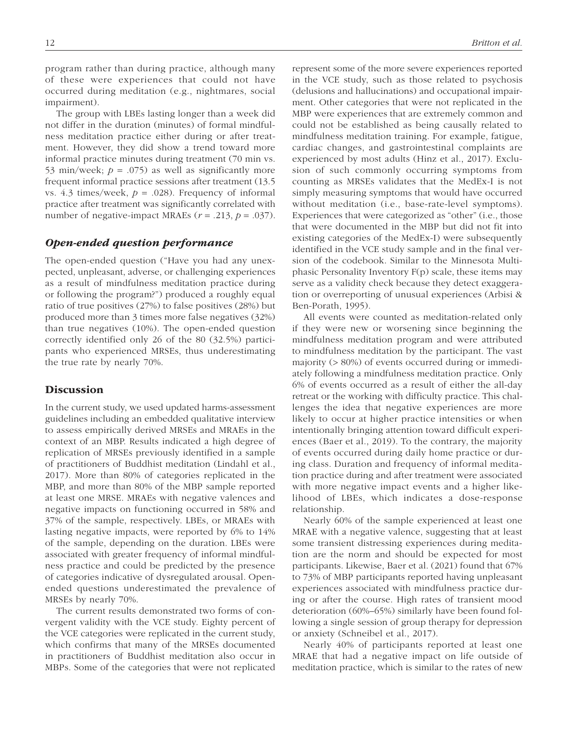program rather than during practice, although many of these were experiences that could not have occurred during meditation (e.g., nightmares, social impairment).

The group with LBEs lasting longer than a week did not differ in the duration (minutes) of formal mindfulness meditation practice either during or after treatment. However, they did show a trend toward more informal practice minutes during treatment (70 min vs. 53 min/week; $p = .075$) as well as significantly more frequent informal practice sessions after treatment (13.5 vs. 4.3 times/week, $p = .028$). Frequency of informal practice after treatment was significantly correlated with number of negative-impact MRAEs ($r = .213$, $p = .037$).

### *Open-ended question performance*

The open-ended question ("Have you had any unexpected, unpleasant, adverse, or challenging experiences as a result of mindfulness meditation practice during or following the program?") produced a roughly equal ratio of true positives (27%) to false positives (28%) but produced more than 3 times more false negatives (32%) than true negatives (10%). The open-ended question correctly identified only 26 of the 80 (32.5%) participants who experienced MRSEs, thus underestimating the true rate by nearly 70%.

## Discussion

In the current study, we used updated harms-assessment guidelines including an embedded qualitative interview to assess empirically derived MRSEs and MRAEs in the context of an MBP. Results indicated a high degree of replication of MRSEs previously identified in a sample of practitioners of Buddhist meditation (Lindahl et al., 2017). More than 80% of categories replicated in the MBP, and more than 80% of the MBP sample reported at least one MRSE. MRAEs with negative valences and negative impacts on functioning occurred in 58% and 37% of the sample, respectively. LBEs, or MRAEs with lasting negative impacts, were reported by 6% to 14% of the sample, depending on the duration. LBEs were associated with greater frequency of informal mindfulness practice and could be predicted by the presence of categories indicative of dysregulated arousal. Open-ended questions underestimated the prevalence of MRSEs by nearly 70%.

The current results demonstrated two forms of convergent validity with the VCE study. Eighty percent of the VCE categories were replicated in the current study, which confirms that many of the MRSEs documented in practitioners of Buddhist meditation also occur in MBPs. Some of the categories that were not replicated represent some of the more severe experiences reported in the VCE study, such as those related to psychosis (delusions and hallucinations) and occupational impairment. Other categories that were not replicated in the MBP were experiences that are extremely common and could not be established as being causally related to mindfulness meditation training. For example, fatigue, cardiac changes, and gastrointestinal complaints are experienced by most adults (Hinz et al., 2017). Exclusion of such commonly occurring symptoms from counting as MRSEs validates that the MedEx-I is not simply measuring symptoms that would have occurred without meditation (i.e., base-rate-level symptoms). Experiences that were categorized as "other" (i.e., those that were documented in the MBP but did not fit into existing categories of the MedEx-I) were subsequently identified in the VCE study sample and in the final version of the codebook. Similar to the Minnesota Multiphasic Personality Inventory F(p) scale, these items may serve as a validity check because they detect exaggeration or overreporting of unusual experiences (Arbisi & Ben-Porath, 1995).

All events were counted as meditation-related only if they were new or worsening since beginning the mindfulness meditation program and were attributed to mindfulness meditation by the participant. The vast majority (> 80%) of events occurred during or immediately following a mindfulness meditation practice. Only 6% of events occurred as a result of either the all-day retreat or the working with difficulty practice. This challenges the idea that negative experiences are more likely to occur at higher practice intensities or when intentionally bringing attention toward difficult experiences (Baer et al., 2019). To the contrary, the majority of events occurred during daily home practice or during class. Duration and frequency of informal meditation practice during and after treatment were associated with more negative impact events and a higher likelihood of LBEs, which indicates a dose-response relationship.

Nearly 60% of the sample experienced at least one MRAE with a negative valence, suggesting that at least some transient distressing experiences during meditation are the norm and should be expected for most participants. Likewise, Baer et al. (2021) found that 67% to 73% of MBP participants reported having unpleasant experiences associated with mindfulness practice during or after the course. High rates of transient mood deterioration (60%–65%) similarly have been found following a single session of group therapy for depression or anxiety (Schneibel et al., 2017).

Nearly 40% of participants reported at least one MRAE that had a negative impact on life outside of meditation practice, which is similar to the rates of new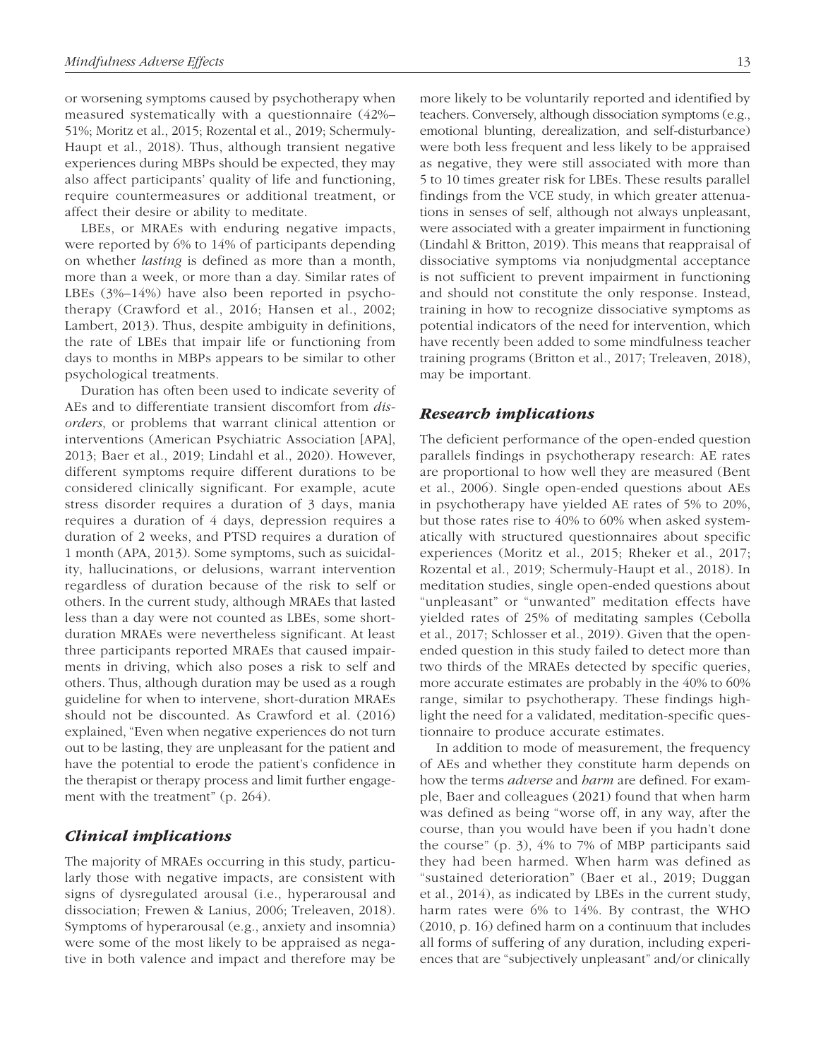or worsening symptoms caused by psychotherapy when measured systematically with a questionnaire (42%–51%; Moritz et al., 2015; Rozental et al., 2019; Schermuly-Haupt et al., 2018). Thus, although transient negative experiences during MBPs should be expected, they may also affect participants' quality of life and functioning, require countermeasures or additional treatment, or affect their desire or ability to meditate.

LBEs, or MRAEs with enduring negative impacts, were reported by 6% to 14% of participants depending on whether *lasting* is defined as more than a month, more than a week, or more than a day. Similar rates of LBEs (3%–14%) have also been reported in psychotherapy (Crawford et al., 2016; Hansen et al., 2002; Lambert, 2013). Thus, despite ambiguity in definitions, the rate of LBEs that impair life or functioning from days to months in MBPs appears to be similar to other psychological treatments.

Duration has often been used to indicate severity of AEs and to differentiate transient discomfort from *disorders*, or problems that warrant clinical attention or interventions (American Psychiatric Association [APA], 2013; Baer et al., 2019; Lindahl et al., 2020). However, different symptoms require different durations to be considered clinically significant. For example, acute stress disorder requires a duration of 3 days, mania requires a duration of 4 days, depression requires a duration of 2 weeks, and PTSD requires a duration of 1 month (APA, 2013). Some symptoms, such as suicidality, hallucinations, or delusions, warrant intervention regardless of duration because of the risk to self or others. In the current study, although MRAEs that lasted less than a day were not counted as LBEs, some short-duration MRAEs were nevertheless significant. At least three participants reported MRAEs that caused impairments in driving, which also poses a risk to self and others. Thus, although duration may be used as a rough guideline for when to intervene, short-duration MRAEs should not be discounted. As Crawford et al. (2016) explained, "Even when negative experiences do not turn out to be lasting, they are unpleasant for the patient and have the potential to erode the patient's confidence in the therapist or therapy process and limit further engagement with the treatment" (p. 264).

## Clinical implications

The majority of MRAEs occurring in this study, particularly those with negative impacts, are consistent with signs of dysregulated arousal (i.e., hyperarousal and dissociation; Frewen & Lanius, 2006; Treleaven, 2018). Symptoms of hyperarousal (e.g., anxiety and insomnia) were some of the most likely to be appraised as negative in both valence and impact and therefore may be more likely to be voluntarily reported and identified by teachers. Conversely, although dissociation symptoms (e.g., emotional blunting, derealization, and self-disturbance) were both less frequent and less likely to be appraised as negative, they were still associated with more than 5 to 10 times greater risk for LBEs. These results parallel findings from the VCE study, in which greater attenuations in senses of self, although not always unpleasant, were associated with a greater impairment in functioning (Lindahl & Britton, 2019). This means that reappraisal of dissociative symptoms via nonjudgmental acceptance is not sufficient to prevent impairment in functioning and should not constitute the only response. Instead, training in how to recognize dissociative symptoms as potential indicators of the need for intervention, which have recently been added to some mindfulness teacher training programs (Britton et al., 2017; Treleaven, 2018), may be important.

## Research implications

The deficient performance of the open-ended question parallels findings in psychotherapy research: AE rates are proportional to how well they are measured (Bent et al., 2006). Single open-ended questions about AEs in psychotherapy have yielded AE rates of 5% to 20%, but those rates rise to 40% to 60% when asked systematically with structured questionnaires about specific experiences (Moritz et al., 2015; Rheker et al., 2017; Rozental et al., 2019; Schermuly-Haupt et al., 2018). In meditation studies, single open-ended questions about "unpleasant" or "unwanted" meditation effects have yielded rates of 25% of meditating samples (Cebolla et al., 2017; Schlosser et al., 2019). Given that the open-ended question in this study failed to detect more than two thirds of the MRAEs detected by specific queries, more accurate estimates are probably in the 40% to 60% range, similar to psychotherapy. These findings highlight the need for a validated, meditation-specific questionnaire to produce accurate estimates.

In addition to mode of measurement, the frequency of AEs and whether they constitute harm depends on how the terms *adverse* and *harm* are defined. For example, Baer and colleagues (2021) found that when harm was defined as being "worse off, in any way, after the course, than you would have been if you hadn't done the course" (p. 3), 4% to 7% of MBP participants said they had been harmed. When harm was defined as "sustained deterioration" (Baer et al., 2019; Duggan et al., 2014), as indicated by LBEs in the current study, harm rates were 6% to 14%. By contrast, the WHO (2010, p. 16) defined harm on a continuum that includes all forms of suffering of any duration, including experiences that are "subjectively unpleasant" and/or clinically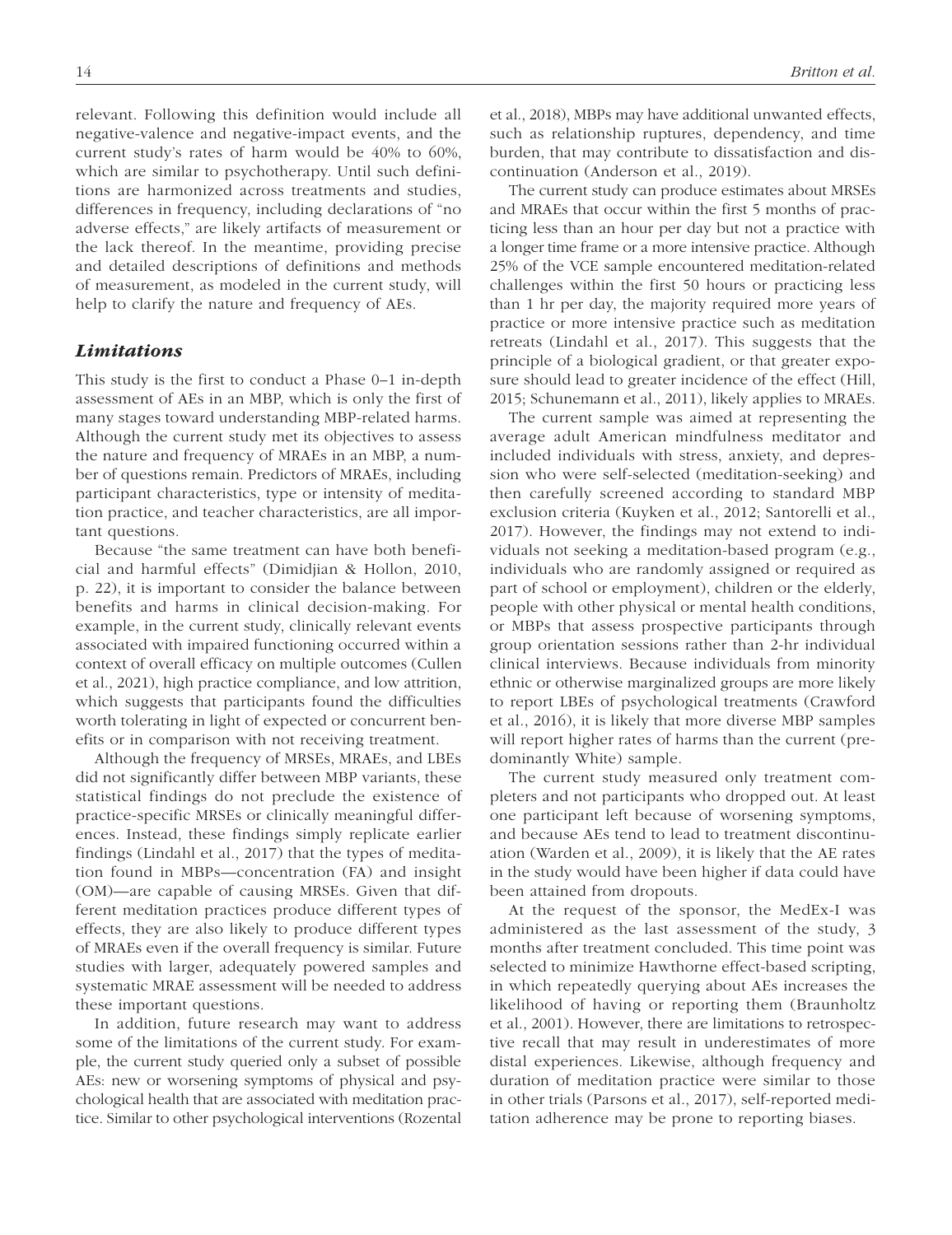relevant. Following this definition would include all negative-valence and negative-impact events, and the current study's rates of harm would be 40% to 60%, which are similar to psychotherapy. Until such definitions are harmonized across treatments and studies, differences in frequency, including declarations of "no adverse effects," are likely artifacts of measurement or the lack thereof. In the meantime, providing precise and detailed descriptions of definitions and methods of measurement, as modeled in the current study, will help to clarify the nature and frequency of AEs.

### *Limitations*

This study is the first to conduct a Phase 0–1 in-depth assessment of AEs in an MBP, which is only the first of many stages toward understanding MBP-related harms. Although the current study met its objectives to assess the nature and frequency of MRAEs in an MBP, a number of questions remain. Predictors of MRAEs, including participant characteristics, type or intensity of meditation practice, and teacher characteristics, are all important questions.

Because "the same treatment can have both beneficial and harmful effects" (Dimidjian & Hollon, 2010, p. 22), it is important to consider the balance between benefits and harms in clinical decision-making. For example, in the current study, clinically relevant events associated with impaired functioning occurred within a context of overall efficacy on multiple outcomes (Cullen et al., 2021), high practice compliance, and low attrition, which suggests that participants found the difficulties worth tolerating in light of expected or concurrent benefits or in comparison with not receiving treatment.

Although the frequency of MRSEs, MRAEs, and LBEs did not significantly differ between MBP variants, these statistical findings do not preclude the existence of practice-specific MRSEs or clinically meaningful differences. Instead, these findings simply replicate earlier findings (Lindahl et al., 2017) that the types of meditation found in MBPs—concentration (FA) and insight (OM)—are capable of causing MRSEs. Given that different meditation practices produce different types of effects, they are also likely to produce different types of MRAEs even if the overall frequency is similar. Future studies with larger, adequately powered samples and systematic MRAE assessment will be needed to address these important questions.

In addition, future research may want to address some of the limitations of the current study. For example, the current study queried only a subset of possible AEs: new or worsening symptoms of physical and psychological health that are associated with meditation practice. Similar to other psychological interventions (Rozental et al., 2018), MBPs may have additional unwanted effects, such as relationship ruptures, dependency, and time burden, that may contribute to dissatisfaction and discontinuation (Anderson et al., 2019).

The current study can produce estimates about MRSEs and MRAEs that occur within the first 5 months of practicing less than an hour per day but not a practice with a longer time frame or a more intensive practice. Although 25% of the VCE sample encountered meditation-related challenges within the first 50 hours or practicing less than 1 hr per day, the majority required more years of practice or more intensive practice such as meditation retreats (Lindahl et al., 2017). This suggests that the principle of a biological gradient, or that greater exposure should lead to greater incidence of the effect (Hill, 2015; Schunemann et al., 2011), likely applies to MRAEs.

The current sample was aimed at representing the average adult American mindfulness meditator and included individuals with stress, anxiety, and depression who were self-selected (meditation-seeking) and then carefully screened according to standard MBP exclusion criteria (Kuyken et al., 2012; Santorelli et al., 2017). However, the findings may not extend to individuals not seeking a meditation-based program (e.g., individuals who are randomly assigned or required as part of school or employment), children or the elderly, people with other physical or mental health conditions, or MBPs that assess prospective participants through group orientation sessions rather than 2-hr individual clinical interviews. Because individuals from minority ethnic or otherwise marginalized groups are more likely to report LBEs of psychological treatments (Crawford et al., 2016), it is likely that more diverse MBP samples will report higher rates of harms than the current (predominantly White) sample.

The current study measured only treatment completers and not participants who dropped out. At least one participant left because of worsening symptoms, and because AEs tend to lead to treatment discontinuation (Warden et al., 2009), it is likely that the AE rates in the study would have been higher if data could have been attained from dropouts.

At the request of the sponsor, the MedEx-I was administered as the last assessment of the study, 3 months after treatment concluded. This time point was selected to minimize Hawthorne effect-based scripting, in which repeatedly querying about AEs increases the likelihood of having or reporting them (Braunholtz et al., 2001). However, there are limitations to retrospective recall that may result in underestimates of more distal experiences. Likewise, although frequency and duration of meditation practice were similar to those in other trials (Parsons et al., 2017), self-reported meditation adherence may be prone to reporting biases.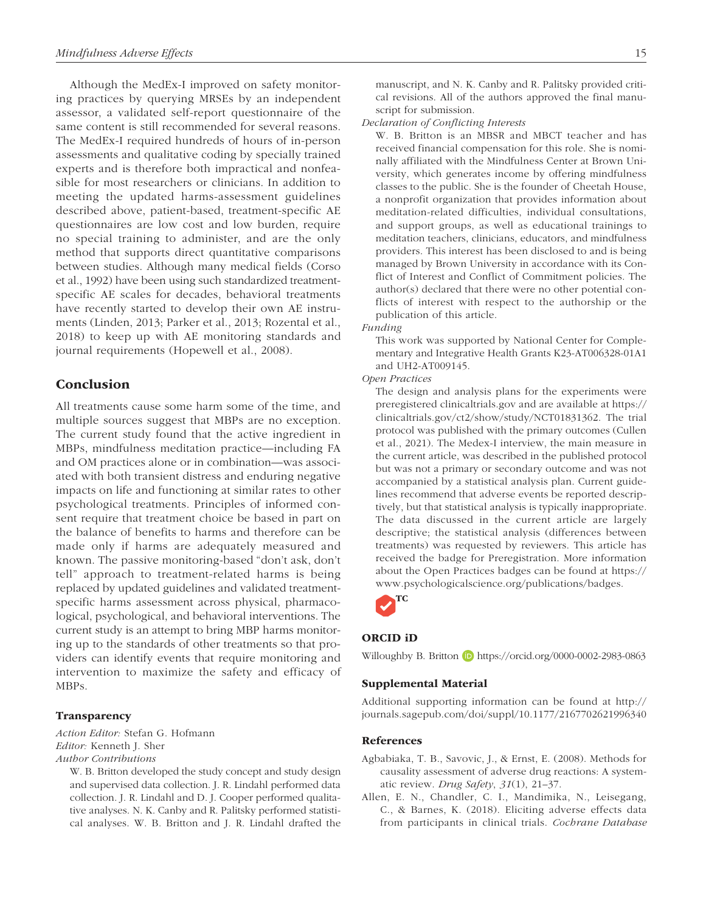Although the MedEx-I improved on safety monitoring practices by querying MRSEs by an independent assessor, a validated self-report questionnaire of the same content is still recommended for several reasons. The MedEx-I required hundreds of hours of in-person assessments and qualitative coding by specially trained experts and is therefore both impractical and nonfeasible for most researchers or clinicians. In addition to meeting the updated harms-assessment guidelines described above, patient-based, treatment-specific AE questionnaires are low cost and low burden, require no special training to administer, and are the only method that supports direct quantitative comparisons between studies. Although many medical fields (Corso et al., 1992) have been using such standardized treatment-specific AE scales for decades, behavioral treatments have recently started to develop their own AE instruments (Linden, 2013; Parker et al., 2013; Rozental et al., 2018) to keep up with AE monitoring standards and journal requirements (Hopewell et al., 2008).

## Conclusion

All treatments cause some harm some of the time, and multiple sources suggest that MBPs are no exception. The current study found that the active ingredient in MBPs, mindfulness meditation practice—including FA and OM practices alone or in combination—was associated with both transient distress and enduring negative impacts on life and functioning at similar rates to other psychological treatments. Principles of informed consent require that treatment choice be based in part on the balance of benefits to harms and therefore can be made only if harms are adequately measured and known. The passive monitoring-based "don't ask, don't tell" approach to treatment-related harms is being replaced by updated guidelines and validated treatment-specific harms assessment across physical, pharmacological, psychological, and behavioral interventions. The current study is an attempt to bring MBP harms monitoring up to the standards of other treatments so that providers can identify events that require monitoring and intervention to maximize the safety and efficacy of MBPs.

### Transparency

*Action Editor:* Stefan G. Hofmann
*Editor:* Kenneth J. Sher
*Author Contributions*

W. B. Britton developed the study concept and study design and supervised data collection. J. R. Lindahl performed data collection. J. R. Lindahl and D. J. Cooper performed qualitative analyses. N. K. Canby and R. Palitsky performed statistical analyses. W. B. Britton and J. R. Lindahl drafted the manuscript, and N. K. Canby and R. Palitsky provided critical revisions. All of the authors approved the final manuscript for submission.

*Declaration of Conflicting Interests*

W. B. Britton is an MBSR and MBCT teacher and has received financial compensation for this role. She is nominally affiliated with the Mindfulness Center at Brown University, which generates income by offering mindfulness classes to the public. She is the founder of Cheetah House, a nonprofit organization that provides information about meditation-related difficulties, individual consultations, and support groups, as well as educational trainings to meditation teachers, clinicians, educators, and mindfulness providers. This interest has been disclosed to and is being managed by Brown University in accordance with its Conflict of Interest and Conflict of Commitment policies. The author(s) declared that there were no other potential conflicts of interest with respect to the authorship or the publication of this article.

*Funding*

This work was supported by National Center for Complementary and Integrative Health Grants K23-AT006328-01A1 and UH2-AT009145.

*Open Practices*

The design and analysis plans for the experiments were preregistered clinicaltrials.gov and are available at https://clinicaltrials.gov/ct2/show/study/NCT01831362. The trial protocol was published with the primary outcomes (Cullen et al., 2021). The Medex-I interview, the main measure in the current article, was described in the published protocol but was not a primary or secondary outcome and was not accompanied by a statistical analysis plan. Current guidelines recommend that adverse events be reported descriptively, but that statistical analysis is typically inappropriate. The data discussed in the current article are largely descriptive; the statistical analysis (differences between treatments) was requested by reviewers. This article has received the badge for Preregistration. More information about the Open Practices badges can be found at https://www.psychologicalscience.org/publications/badges.

TC

### ORCID iD

Willoughby B. Britton https://orcid.org/0000-0002-2983-0863

### Supplemental Material

Additional supporting information can be found at http://journals.sagepub.com/doi/suppl/10.1177/2167702621996340

### References

Agbabiaka, T. B., Savovic, J., & Ernst, E. (2008). Methods for causality assessment of adverse drug reactions: A systematic review. *Drug Safety*, *31*(1), 21–37.

Allen, E. N., Chandler, C. I., Mandimika, N., Leisegang, C., & Barnes, K. (2018). Eliciting adverse effects data from participants in clinical trials. *Cochrane Database*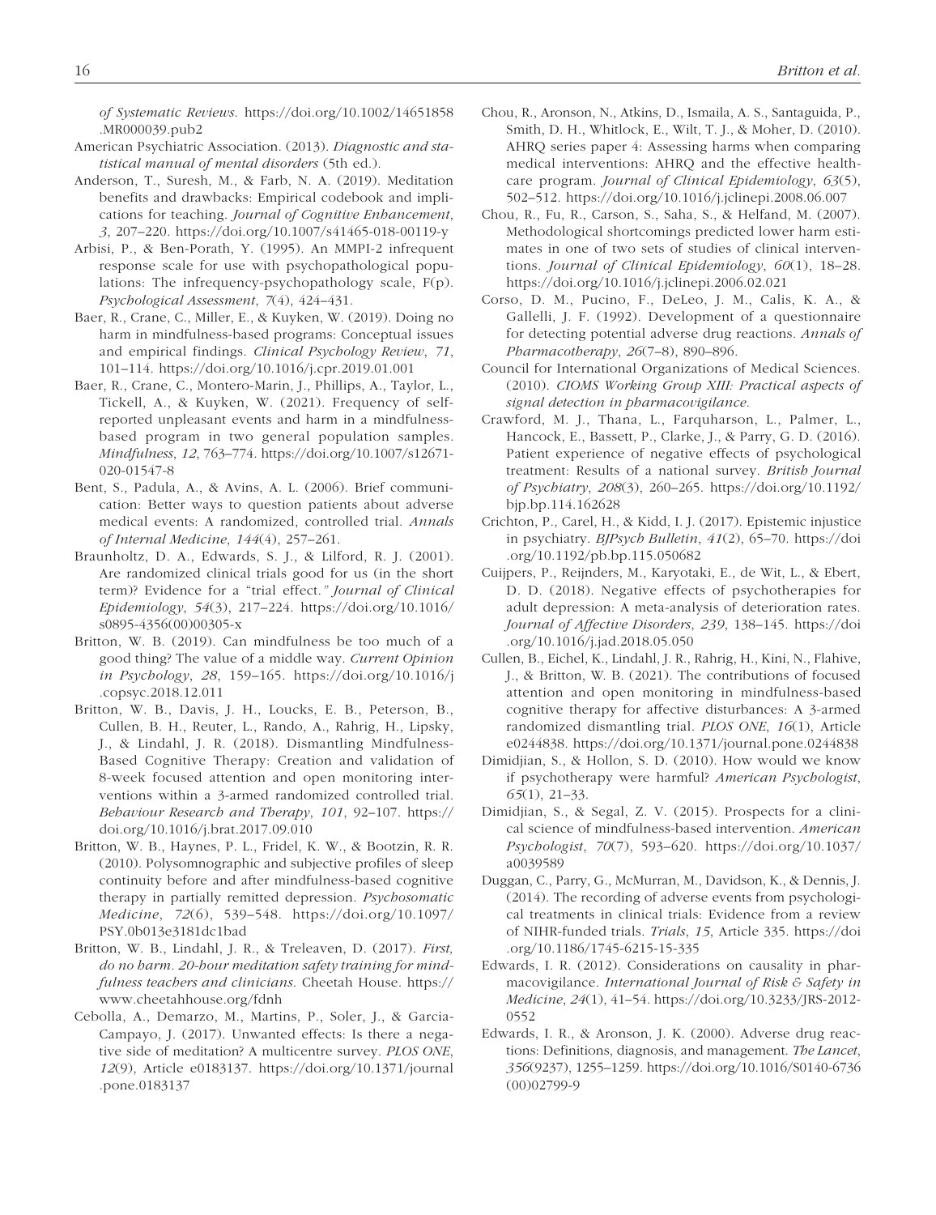*of Systematic Reviews*. https://doi.org/10.1002/14651858.MR000039.pub2

American Psychiatric Association. (2013). *Diagnostic and statistical manual of mental disorders* (5th ed.).

Anderson, T., Suresh, M., & Farb, N. A. (2019). Meditation benefits and drawbacks: Empirical codebook and implications for teaching. *Journal of Cognitive Enhancement*, *3*, 207–220. https://doi.org/10.1007/s41465-018-00119-y

Arbisi, P., & Ben-Porath, Y. (1995). An MMPI-2 infrequent response scale for use with psychopathological populations: The infrequency-psychopathology scale, F(p). *Psychological Assessment*, *7*(4), 424–431.

Baer, R., Crane, C., Miller, E., & Kuyken, W. (2019). Doing no harm in mindfulness-based programs: Conceptual issues and empirical findings. *Clinical Psychology Review*, *71*, 101–114. https://doi.org/10.1016/j.cpr.2019.01.001

Baer, R., Crane, C., Montero-Marin, J., Phillips, A., Taylor, L., Tickell, A., & Kuyken, W. (2021). Frequency of self-reported unpleasant events and harm in a mindfulness-based program in two general population samples. *Mindfulness*, *12*, 763–774. https://doi.org/10.1007/s12671-020-01547-8

Bent, S., Padula, A., & Avins, A. L. (2006). Brief communication: Better ways to question patients about adverse medical events: A randomized, controlled trial. *Annals of Internal Medicine*, *144*(4), 257–261.

Braunholtz, D. A., Edwards, S. J., & Lilford, R. J. (2001). Are randomized clinical trials good for us (in the short term)? Evidence for a "trial effect." *Journal of Clinical Epidemiology*, *54*(3), 217–224. https://doi.org/10.1016/s0895-4356(00)00305-x

Britton, W. B. (2019). Can mindfulness be too much of a good thing? The value of a middle way. *Current Opinion in Psychology*, *28*, 159–165. https://doi.org/10.1016/j.copsyc.2018.12.011

Britton, W. B., Davis, J. H., Loucks, E. B., Peterson, B., Cullen, B. H., Reuter, L., Rando, A., Rahrig, H., Lipsky, J., & Lindahl, J. R. (2018). Dismantling Mindfulness-Based Cognitive Therapy: Creation and validation of 8-week focused attention and open monitoring interventions within a 3-armed randomized controlled trial. *Behaviour Research and Therapy*, *101*, 92–107. https://doi.org/10.1016/j.brat.2017.09.010

Britton, W. B., Haynes, P. L., Fridel, K. W., & Bootzin, R. R. (2010). Polysomnographic and subjective profiles of sleep continuity before and after mindfulness-based cognitive therapy in partially remitted depression. *Psychosomatic Medicine*, *72*(6), 539–548. https://doi.org/10.1097/PSY.0b013e3181dc1bad

Britton, W. B., Lindahl, J. R., & Treleaven, D. (2017). *First, do no harm. 20-hour meditation safety training for mindfulness teachers and clinicians*. Cheetah House. https://www.cheetahhouse.org/fdnh

Cebolla, A., Demarzo, M., Martins, P., Soler, J., & Garcia-Campayo, J. (2017). Unwanted effects: Is there a negative side of meditation? A multicentre survey. *PLOS ONE*, *12*(9), Article e0183137. https://doi.org/10.1371/journal.pone.0183137

Chou, R., Aronson, N., Atkins, D., Ismaila, A. S., Santaguida, P., Smith, D. H., Whitlock, E., Wilt, T. J., & Moher, D. (2010). AHRQ series paper 4: Assessing harms when comparing medical interventions: AHRQ and the effective healthcare program. *Journal of Clinical Epidemiology*, *63*(5), 502–512. https://doi.org/10.1016/j.jclinepi.2008.06.007

Chou, R., Fu, R., Carson, S., Saha, S., & Helfand, M. (2007). Methodological shortcomings predicted lower harm estimates in one of two sets of studies of clinical interventions. *Journal of Clinical Epidemiology*, *60*(1), 18–28. https://doi.org/10.1016/j.jclinepi.2006.02.021

Corso, D. M., Pucino, F., DeLeo, J. M., Calis, K. A., & Gallelli, J. F. (1992). Development of a questionnaire for detecting potential adverse drug reactions. *Annals of Pharmacotherapy*, *26*(7–8), 890–896.

Council for International Organizations of Medical Sciences. (2010). *CIOMS Working Group XIII: Practical aspects of signal detection in pharmacovigilance*.

Crawford, M. J., Thana, L., Farquharson, L., Palmer, L., Hancock, E., Bassett, P., Clarke, J., & Parry, G. D. (2016). Patient experience of negative effects of psychological treatment: Results of a national survey. *British Journal of Psychiatry*, *208*(3), 260–265. https://doi.org/10.1192/bjp.bp.114.162628

Crichton, P., Carel, H., & Kidd, I. J. (2017). Epistemic injustice in psychiatry. *BJPsych Bulletin*, *41*(2), 65–70. https://doi.org/10.1192/pb.bp.115.050682

Cuijpers, P., Reijnders, M., Karyotaki, E., de Wit, L., & Ebert, D. D. (2018). Negative effects of psychotherapies for adult depression: A meta-analysis of deterioration rates. *Journal of Affective Disorders*, *239*, 138–145. https://doi.org/10.1016/j.jad.2018.05.050

Cullen, B., Eichel, K., Lindahl, J. R., Rahrig, H., Kini, N., Flahive, J., & Britton, W. B. (2021). The contributions of focused attention and open monitoring in mindfulness-based cognitive therapy for affective disturbances: A 3-armed randomized dismantling trial. *PLOS ONE*, *16*(1), Article e0244838. https://doi.org/10.1371/journal.pone.0244838

Dimidjian, S., & Hollon, S. D. (2010). How would we know if psychotherapy were harmful? *American Psychologist*, *65*(1), 21–33.

Dimidjian, S., & Segal, Z. V. (2015). Prospects for a clinical science of mindfulness-based intervention. *American Psychologist*, *70*(7), 593–620. https://doi.org/10.1037/a0039589

Duggan, C., Parry, G., McMurran, M., Davidson, K., & Dennis, J. (2014). The recording of adverse events from psychological treatments in clinical trials: Evidence from a review of NIHR-funded trials. *Trials*, *15*, Article 335. https://doi.org/10.1186/1745-6215-15-335

Edwards, I. R. (2012). Considerations on causality in pharmacovigilance. *International Journal of Risk & Safety in Medicine*, *24*(1), 41–54. https://doi.org/10.3233/JRS-2012-0552

Edwards, I. R., & Aronson, J. K. (2000). Adverse drug reactions: Definitions, diagnosis, and management. *The Lancet*, *356*(9237), 1255–1259. https://doi.org/10.1016/S0140-6736(00)02799-9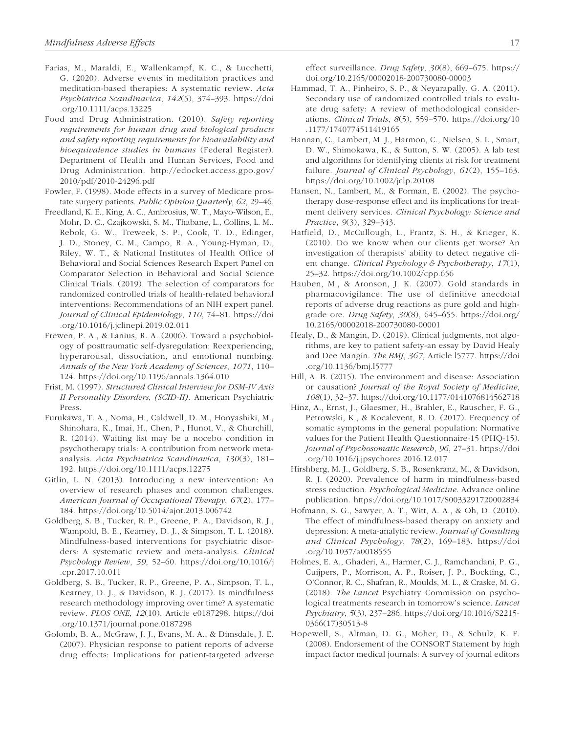Farias, M., Maraldi, E., Wallenkampf, K. C., & Lucchetti, G. (2020). Adverse events in meditation practices and meditation-based therapies: A systematic review. *Acta Psychiatrica Scandinavica*, *142*(5), 374–393. https://doi.org/10.1111/acps.13225

Food and Drug Administration. (2010). *Safety reporting requirements for human drug and biological products and safety reporting requirements for bioavailability and bioequivalence studies in humans* (Federal Register). Department of Health and Human Services, Food and Drug Administration. http://edocket.access.gpo.gov/2010/pdf/2010-24296.pdf

Fowler, F. (1998). Mode effects in a survey of Medicare prostate surgery patients. *Public Opinion Quarterly*, *62*, 29–46.

Freedland, K. E., King, A. C., Ambrosius, W. T., Mayo-Wilson, E., Mohr, D. C., Czajkowski, S. M., Thabane, L., Collins, L. M., Rebok, G. W., Treweek, S. P., Cook, T. D., Edinger, J. D., Stoney, C. M., Campo, R. A., Young-Hyman, D., Riley, W. T., & National Institutes of Health Office of Behavioral and Social Sciences Research Expert Panel on Comparator Selection in Behavioral and Social Science Clinical Trials. (2019). The selection of comparators for randomized controlled trials of health-related behavioral interventions: Recommendations of an NIH expert panel. *Journal of Clinical Epidemiology*, *110*, 74–81. https://doi.org/10.1016/j.jclinepi.2019.02.011

Frewen, P. A., & Lanius, R. A. (2006). Toward a psychobiology of posttraumatic self-dysregulation: Reexperiencing, hyperarousal, dissociation, and emotional numbing. *Annals of the New York Academy of Sciences*, *1071*, 110–124. https://doi.org/10.1196/annals.1364.010

Frist, M. (1997). *Structured Clinical Interview for DSM-IV Axis II Personality Disorders, (SCID-II)*. American Psychiatric Press.

Furukawa, T. A., Noma, H., Caldwell, D. M., Honyashiki, M., Shinohara, K., Imai, H., Chen, P., Hunot, V., & Churchill, R. (2014). Waiting list may be a nocebo condition in psychotherapy trials: A contribution from network meta-analysis. *Acta Psychiatrica Scandinavica*, *130*(3), 181–192. https://doi.org/10.1111/acps.12275

Gitlin, L. N. (2013). Introducing a new intervention: An overview of research phases and common challenges. *American Journal of Occupational Therapy*, *67*(2), 177–184. https://doi.org/10.5014/ajot.2013.006742

Goldberg, S. B., Tucker, R. P., Greene, P. A., Davidson, R. J., Wampold, B. E., Kearney, D. J., & Simpson, T. L. (2018). Mindfulness-based interventions for psychiatric disorders: A systematic review and meta-analysis. *Clinical Psychology Review*, *59*, 52–60. https://doi.org/10.1016/j.cpr.2017.10.011

Goldberg, S. B., Tucker, R. P., Greene, P. A., Simpson, T. L., Kearney, D. J., & Davidson, R. J. (2017). Is mindfulness research methodology improving over time? A systematic review. *PLOS ONE*, *12*(10), Article e0187298. https://doi.org/10.1371/journal.pone.0187298

Golomb, B. A., McGraw, J. J., Evans, M. A., & Dimsdale, J. E. (2007). Physician response to patient reports of adverse drug effects: Implications for patient-targeted adverse effect surveillance. *Drug Safety*, *30*(8), 669–675. https://doi.org/10.2165/00002018-200730080-00003

Hammad, T. A., Pinheiro, S. P., & Neyarapally, G. A. (2011). Secondary use of randomized controlled trials to evaluate drug safety: A review of methodological considerations. *Clinical Trials*, *8*(5), 559–570. https://doi.org/10.1177/1740774511419165

Hannan, C., Lambert, M. J., Harmon, C., Nielsen, S. L., Smart, D. W., Shimokawa, K., & Sutton, S. W. (2005). A lab test and algorithms for identifying clients at risk for treatment failure. *Journal of Clinical Psychology*, *61*(2), 155–163. https://doi.org/10.1002/jclp.20108

Hansen, N., Lambert, M., & Forman, E. (2002). The psychotherapy dose-response effect and its implications for treatment delivery services. *Clinical Psychology: Science and Practice*, *9*(3), 329–343.

Hatfield, D., McCullough, L., Frantz, S. H., & Krieger, K. (2010). Do we know when our clients get worse? An investigation of therapists' ability to detect negative client change. *Clinical Psychology & Psychotherapy*, *17*(1), 25–32. https://doi.org/10.1002/cpp.656

Hauben, M., & Aronson, J. K. (2007). Gold standards in pharmacovigilance: The use of definitive anecdotal reports of adverse drug reactions as pure gold and high-grade ore. *Drug Safety*, *30*(8), 645–655. https://doi.org/10.2165/00002018-200730080-00001

Healy, D., & Mangin, D. (2019). Clinical judgments, not algorithms, are key to patient safety-an essay by David Healy and Dee Mangin. *The BMJ*, *367*, Article l5777. https://doi.org/10.1136/bmj.l5777

Hill, A. B. (2015). The environment and disease: Association or causation? *Journal of the Royal Society of Medicine*, *108*(1), 32–37. https://doi.org/10.1177/0141076814562718

Hinz, A., Ernst, J., Glaesmer, H., Brahler, E., Rauscher, F. G., Petrowski, K., & Kocalevent, R. D. (2017). Frequency of somatic symptoms in the general population: Normative values for the Patient Health Questionnaire-15 (PHQ-15). *Journal of Psychosomatic Research*, *96*, 27–31. https://doi.org/10.1016/j.jpsychores.2016.12.017

Hirshberg, M. J., Goldberg, S. B., Rosenkranz, M., & Davidson, R. J. (2020). Prevalence of harm in mindfulness-based stress reduction. *Psychological Medicine*. Advance online publication. https://doi.org/10.1017/S0033291720002834

Hofmann, S. G., Sawyer, A. T., Witt, A. A., & Oh, D. (2010). The effect of mindfulness-based therapy on anxiety and depression: A meta-analytic review. *Journal of Consulting and Clinical Psychology*, *78*(2), 169–183. https://doi.org/10.1037/a0018555

Holmes, E. A., Ghaderi, A., Harmer, C. J., Ramchandani, P. G., Cuijpers, P., Morrison, A. P., Roiser, J. P., Bockting, C., O'Connor, R. C., Shafran, R., Moulds, M. L., & Craske, M. G. (2018). *The Lancet* Psychiatry Commission on psychological treatments research in tomorrow's science. *Lancet Psychiatry*, *5*(3), 237–286. https://doi.org/10.1016/S2215-0366(17)30513-8

Hopewell, S., Altman, D. G., Moher, D., & Schulz, K. F. (2008). Endorsement of the CONSORT Statement by high impact factor medical journals: A survey of journal editors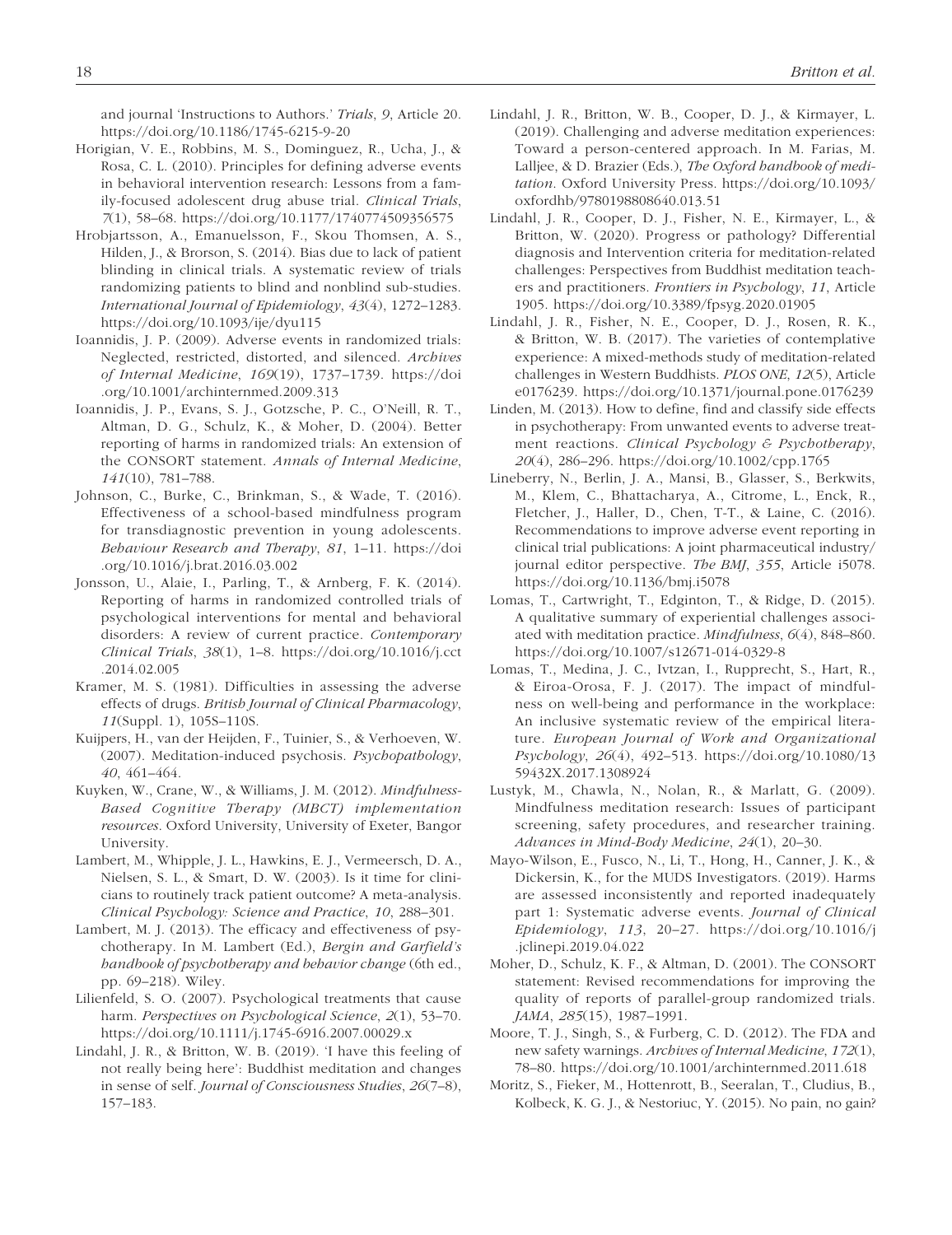and journal 'Instructions to Authors.' *Trials*, *9*, Article 20. https://doi.org/10.1186/1745-6215-9-20

Horigian, V. E., Robbins, M. S., Dominguez, R., Ucha, J., & Rosa, C. L. (2010). Principles for defining adverse events in behavioral intervention research: Lessons from a family-focused adolescent drug abuse trial. *Clinical Trials*, *7*(1), 58–68. https://doi.org/10.1177/1740774509356575

Hrobjartsson, A., Emanuelsson, F., Skou Thomsen, A. S., Hilden, J., & Brorson, S. (2014). Bias due to lack of patient blinding in clinical trials. A systematic review of trials randomizing patients to blind and nonblind sub-studies. *International Journal of Epidemiology*, *43*(4), 1272–1283. https://doi.org/10.1093/ije/dyu115

Ioannidis, J. P. (2009). Adverse events in randomized trials: Neglected, restricted, distorted, and silenced. *Archives of Internal Medicine*, *169*(19), 1737–1739. https://doi.org/10.1001/archinternmed.2009.313

Ioannidis, J. P., Evans, S. J., Gotzsche, P. C., O'Neill, R. T., Altman, D. G., Schulz, K., & Moher, D. (2004). Better reporting of harms in randomized trials: An extension of the CONSORT statement. *Annals of Internal Medicine*, *141*(10), 781–788.

Johnson, C., Burke, C., Brinkman, S., & Wade, T. (2016). Effectiveness of a school-based mindfulness program for transdiagnostic prevention in young adolescents. *Behaviour Research and Therapy*, *81*, 1–11. https://doi.org/10.1016/j.brat.2016.03.002

Jonsson, U., Alaie, I., Parling, T., & Arnberg, F. K. (2014). Reporting of harms in randomized controlled trials of psychological interventions for mental and behavioral disorders: A review of current practice. *Contemporary Clinical Trials*, *38*(1), 1–8. https://doi.org/10.1016/j.cct.2014.02.005

Kramer, M. S. (1981). Difficulties in assessing the adverse effects of drugs. *British Journal of Clinical Pharmacology*, *11*(Suppl. 1), 105S–110S.

Kuijpers, H., van der Heijden, F., Tuinier, S., & Verhoeven, W. (2007). Meditation-induced psychosis. *Psychopathology*, *40*, 461–464.

Kuyken, W., Crane, W., & Williams, J. M. (2012). *Mindfulness-Based Cognitive Therapy (MBCT) implementation resources*. Oxford University, University of Exeter, Bangor University.

Lambert, M., Whipple, J. L., Hawkins, E. J., Vermeersch, D. A., Nielsen, S. L., & Smart, D. W. (2003). Is it time for clinicians to routinely track patient outcome? A meta-analysis. *Clinical Psychology: Science and Practice*, *10*, 288–301.

Lambert, M. J. (2013). The efficacy and effectiveness of psychotherapy. In M. Lambert (Ed.), *Bergin and Garfield's handbook of psychotherapy and behavior change* (6th ed., pp. 69–218). Wiley.

Lilienfeld, S. O. (2007). Psychological treatments that cause harm. *Perspectives on Psychological Science*, *2*(1), 53–70. https://doi.org/10.1111/j.1745-6916.2007.00029.x

Lindahl, J. R., & Britton, W. B. (2019). 'I have this feeling of not really being here': Buddhist meditation and changes in sense of self. *Journal of Consciousness Studies*, *26*(7–8), 157–183.

Lindahl, J. R., Britton, W. B., Cooper, D. J., & Kirmayer, L. (2019). Challenging and adverse meditation experiences: Toward a person-centered approach. In M. Farias, M. Lalljee, & D. Brazier (Eds.), *The Oxford handbook of meditation*. Oxford University Press. https://doi.org/10.1093/oxfordhb/9780198808640.013.51

Lindahl, J. R., Cooper, D. J., Fisher, N. E., Kirmayer, L., & Britton, W. (2020). Progress or pathology? Differential diagnosis and Intervention criteria for meditation-related challenges: Perspectives from Buddhist meditation teachers and practitioners. *Frontiers in Psychology*, *11*, Article 1905. https://doi.org/10.3389/fpsyg.2020.01905

Lindahl, J. R., Fisher, N. E., Cooper, D. J., Rosen, R. K., & Britton, W. B. (2017). The varieties of contemplative experience: A mixed-methods study of meditation-related challenges in Western Buddhists. *PLOS ONE*, *12*(5), Article e0176239. https://doi.org/10.1371/journal.pone.0176239

Linden, M. (2013). How to define, find and classify side effects in psychotherapy: From unwanted events to adverse treatment reactions. *Clinical Psychology & Psychotherapy*, *20*(4), 286–296. https://doi.org/10.1002/cpp.1765

Lineberry, N., Berlin, J. A., Mansi, B., Glasser, S., Berkwits, M., Klem, C., Bhattacharya, A., Citrome, L., Enck, R., Fletcher, J., Haller, D., Chen, T-T., & Laine, C. (2016). Recommendations to improve adverse event reporting in clinical trial publications: A joint pharmaceutical industry/journal editor perspective. *The BMJ*, *355*, Article i5078. https://doi.org/10.1136/bmj.i5078

Lomas, T., Cartwright, T., Edginton, T., & Ridge, D. (2015). A qualitative summary of experiential challenges associated with meditation practice. *Mindfulness*, *6*(4), 848–860. https://doi.org/10.1007/s12671-014-0329-8

Lomas, T., Medina, J. C., Ivtzan, I., Rupprecht, S., Hart, R., & Eiroa-Orosa, F. J. (2017). The impact of mindfulness on well-being and performance in the workplace: An inclusive systematic review of the empirical literature. *European Journal of Work and Organizational Psychology*, *26*(4), 492–513. https://doi.org/10.1080/1359432X.2017.1308924

Lustyk, M., Chawla, N., Nolan, R., & Marlatt, G. (2009). Mindfulness meditation research: Issues of participant screening, safety procedures, and researcher training. *Advances in Mind-Body Medicine*, *24*(1), 20–30.

Mayo-Wilson, E., Fusco, N., Li, T., Hong, H., Canner, J. K., & Dickersin, K., for the MUDS Investigators. (2019). Harms are assessed inconsistently and reported inadequately part 1: Systematic adverse events. *Journal of Clinical Epidemiology*, *113*, 20–27. https://doi.org/10.1016/j.jclinepi.2019.04.022

Moher, D., Schulz, K. F., & Altman, D. (2001). The CONSORT statement: Revised recommendations for improving the quality of reports of parallel-group randomized trials. *JAMA*, *285*(15), 1987–1991.

Moore, T. J., Singh, S., & Furberg, C. D. (2012). The FDA and new safety warnings. *Archives of Internal Medicine*, *172*(1), 78–80. https://doi.org/10.1001/archinternmed.2011.618

Moritz, S., Fieker, M., Hottenrott, B., Seeralan, T., Cludius, B., Kolbeck, K. G. J., & Nestoriuc, Y. (2015). No pain, no gain?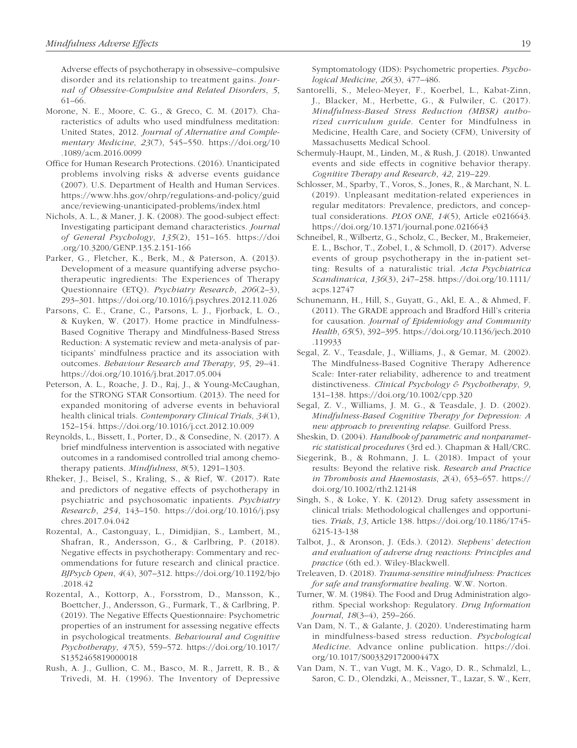Adverse effects of psychotherapy in obsessive–compulsive disorder and its relationship to treatment gains. *Journal of Obsessive-Compulsive and Related Disorders*, *5*, 61–66.

Morone, N. E., Moore, C. G., & Greco, C. M. (2017). Characteristics of adults who used mindfulness meditation: United States, 2012. *Journal of Alternative and Complementary Medicine*, *23*(7), 545–550. https://doi.org/10.1089/acm.2016.0099

Office for Human Research Protections. (2016). Unanticipated problems involving risks & adverse events guidance (2007). U.S. Department of Health and Human Services. https://www.hhs.gov/ohrp/regulations-and-policy/guidance/reviewing-unanticipated-problems/index.html

Nichols, A. L., & Maner, J. K. (2008). The good-subject effect: Investigating participant demand characteristics. *Journal of General Psychology*, *135*(2), 151–165. https://doi.org/10.3200/GENP.135.2.151-166

Parker, G., Fletcher, K., Berk, M., & Paterson, A. (2013). Development of a measure quantifying adverse psychotherapeutic ingredients: The Experiences of Therapy Questionnaire (ETQ). *Psychiatry Research*, *206*(2–3), 293–301. https://doi.org/10.1016/j.psychres.2012.11.026

Parsons, C. E., Crane, C., Parsons, L. J., Fjorback, L. O., & Kuyken, W. (2017). Home practice in Mindfulness-Based Cognitive Therapy and Mindfulness-Based Stress Reduction: A systematic review and meta-analysis of participants' mindfulness practice and its association with outcomes. *Behaviour Research and Therapy*, *95*, 29–41. https://doi.org/10.1016/j.brat.2017.05.004

Peterson, A. L., Roache, J. D., Raj, J., & Young-McCaughan, for the STRONG STAR Consortium. (2013). The need for expanded monitoring of adverse events in behavioral health clinical trials. *Contemporary Clinical Trials*, *34*(1), 152–154. https://doi.org/10.1016/j.cct.2012.10.009

Reynolds, L., Bissett, I., Porter, D., & Consedine, N. (2017). A brief mindfulness intervention is associated with negative outcomes in a randomised controlled trial among chemotherapy patients. *Mindfulness*, *8*(5), 1291–1303.

Rheker, J., Beisel, S., Kraling, S., & Rief, W. (2017). Rate and predictors of negative effects of psychotherapy in psychiatric and psychosomatic inpatients. *Psychiatry Research*, *254*, 143–150. https://doi.org/10.1016/j.psychres.2017.04.042

Rozental, A., Castonguay, L., Dimidjian, S., Lambert, M., Shafran, R., Andersson, G., & Carlbring, P. (2018). Negative effects in psychotherapy: Commentary and recommendations for future research and clinical practice. *BJPsych Open*, *4*(4), 307–312. https://doi.org/10.1192/bjo.2018.42

Rozental, A., Kottorp, A., Forsstrom, D., Mansson, K., Boettcher, J., Andersson, G., Furmark, T., & Carlbring, P. (2019). The Negative Effects Questionnaire: Psychometric properties of an instrument for assessing negative effects in psychological treatments. *Behavioural and Cognitive Psychotherapy*, *47*(5), 559–572. https://doi.org/10.1017/S1352465819000018

Rush, A. J., Gullion, C. M., Basco, M. R., Jarrett, R. B., & Trivedi, M. H. (1996). The Inventory of Depressive Symptomatology (IDS): Psychometric properties. *Psychological Medicine*, *26*(3), 477–486.

Santorelli, S., Meleo-Meyer, F., Koerbel, L., Kabat-Zinn, J., Blacker, M., Herbette, G., & Fulwiler, C. (2017). *Mindfulness-Based Stress Reduction (MBSR) authorized curriculum guide*. Center for Mindfulness in Medicine, Health Care, and Society (CFM), University of Massachusetts Medical School.

Schermuly-Haupt, M., Linden, M., & Rush, J. (2018). Unwanted events and side effects in cognitive behavior therapy. *Cognitive Therapy and Research*, *42*, 219–229.

Schlosser, M., Sparby, T., Voros, S., Jones, R., & Marchant, N. L. (2019). Unpleasant meditation-related experiences in regular meditators: Prevalence, predictors, and conceptual considerations. *PLOS ONE*, *14*(5), Article e0216643. https://doi.org/10.1371/journal.pone.0216643

Schneibel, R., Wilbertz, G., Scholz, C., Becker, M., Brakemeier, E. L., Bschor, T., Zobel, I., & Schmoll, D. (2017). Adverse events of group psychotherapy in the in-patient setting: Results of a naturalistic trial. *Acta Psychiatrica Scandinavica*, *136*(3), 247–258. https://doi.org/10.1111/acps.12747

Schunemann, H., Hill, S., Guyatt, G., Akl, E. A., & Ahmed, F. (2011). The GRADE approach and Bradford Hill's criteria for causation. *Journal of Epidemiology and Community Health*, *65*(5), 392–395. https://doi.org/10.1136/jech.2010.119933

Segal, Z. V., Teasdale, J., Williams, J., & Gemar, M. (2002). The Mindfulness-Based Cognitive Therapy Adherence Scale: Inter-rater reliability, adherence to and treatment distinctiveness. *Clinical Psychology & Psychotherapy*, *9*, 131–138. https://doi.org/10.1002/cpp.320

Segal, Z. V., Williams, J. M. G., & Teasdale, J. D. (2002). *Mindfulness-Based Cognitive Therapy for Depression: A new approach to preventing relapse*. Guilford Press.

Sheskin, D. (2004). *Handbook of parametric and nonparametric statistical procedures* (3rd ed.). Chapman & Hall/CRC.

Siegerink, B., & Rohmann, J. L. (2018). Impact of your results: Beyond the relative risk. *Research and Practice in Thrombosis and Haemostasis*, *2*(4), 653–657. https://doi.org/10.1002/rth2.12148

Singh, S., & Loke, Y. K. (2012). Drug safety assessment in clinical trials: Methodological challenges and opportunities. *Trials*, *13*, Article 138. https://doi.org/10.1186/1745-6215-13-138

Talbot, J., & Aronson, J. (Eds.). (2012). *Stephens' detection and evaluation of adverse drug reactions: Principles and practice* (6th ed.). Wiley-Blackwell.

Treleaven, D. (2018). *Trauma-sensitive mindfulness: Practices for safe and transformative healing*. W.W. Norton.

Turner, W. M. (1984). The Food and Drug Administration algorithm. Special workshop: Regulatory. *Drug Information Journal*, *18*(3–4), 259–266.

Van Dam, N. T., & Galante, J. (2020). Underestimating harm in mindfulness-based stress reduction. *Psychological Medicine*. Advance online publication. https://doi.org/10.1017/S003329172000447X

Van Dam, N. T., van Vugt, M. K., Vago, D. R., Schmalzl, L., Saron, C. D., Olendzki, A., Meissner, T., Lazar, S. W., Kerr,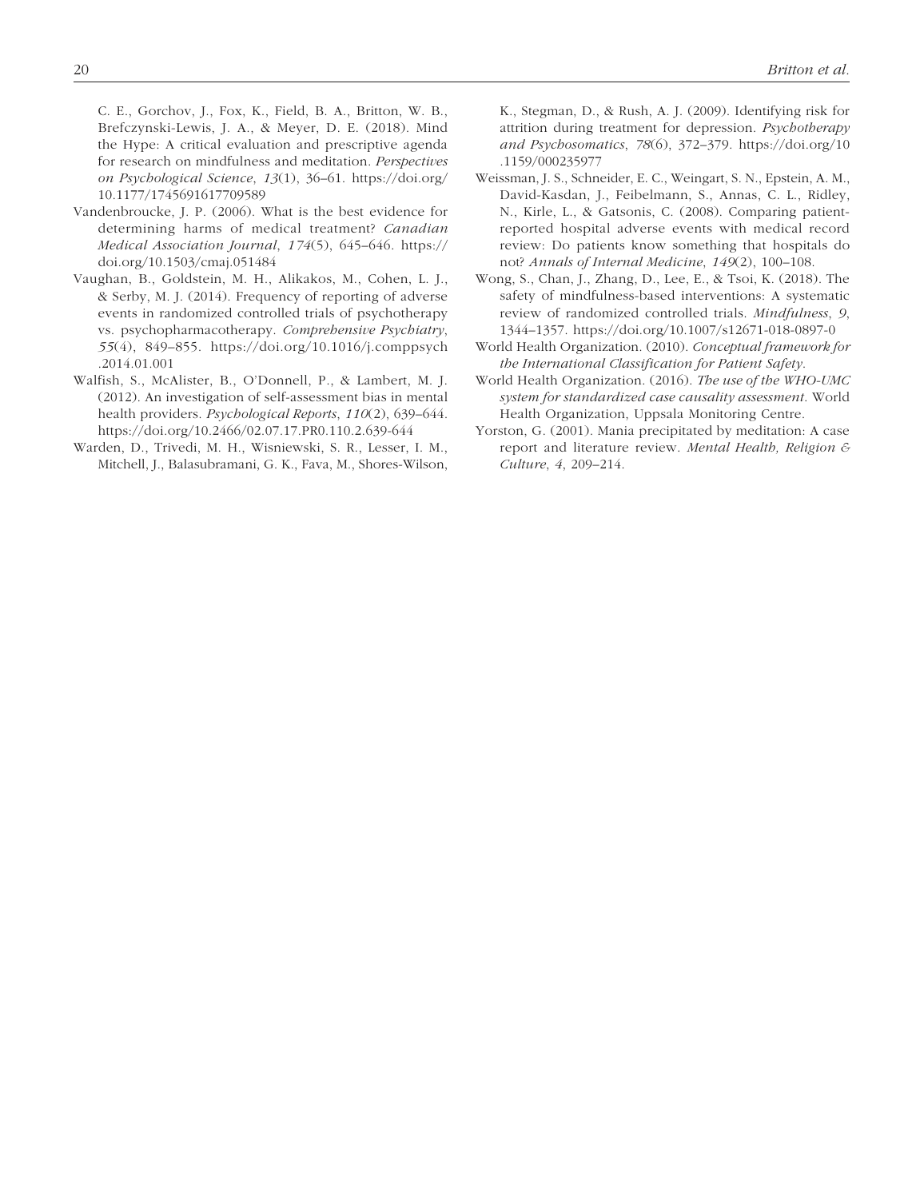C. E., Gorchov, J., Fox, K., Field, B. A., Britton, W. B., Brefczynski-Lewis, J. A., & Meyer, D. E. (2018). Mind the Hype: A critical evaluation and prescriptive agenda for research on mindfulness and meditation. *Perspectives on Psychological Science*, *13*(1), 36–61. https://doi.org/10.1177/1745691617709589

Vandenbroucke, J. P. (2006). What is the best evidence for determining harms of medical treatment? *Canadian Medical Association Journal*, *174*(5), 645–646. https://doi.org/10.1503/cmaj.051484

Vaughan, B., Goldstein, M. H., Alikakos, M., Cohen, L. J., & Serby, M. J. (2014). Frequency of reporting of adverse events in randomized controlled trials of psychotherapy vs. psychopharmacotherapy. *Comprehensive Psychiatry*, *55*(4), 849–855. https://doi.org/10.1016/j.comppsych.2014.01.001

Walfish, S., McAlister, B., O'Donnell, P., & Lambert, M. J. (2012). An investigation of self-assessment bias in mental health providers. *Psychological Reports*, *110*(2), 639–644. https://doi.org/10.2466/02.07.17.PR0.110.2.639-644

Warden, D., Trivedi, M. H., Wisniewski, S. R., Lesser, I. M., Mitchell, J., Balasubramani, G. K., Fava, M., Shores-Wilson, K., Stegman, D., & Rush, A. J. (2009). Identifying risk for attrition during treatment for depression. *Psychotherapy and Psychosomatics*, *78*(6), 372–379. https://doi.org/10.1159/000235977

Weissman, J. S., Schneider, E. C., Weingart, S. N., Epstein, A. M., David-Kasdan, J., Feibelmann, S., Annas, C. L., Ridley, N., Kirle, L., & Gatsonis, C. (2008). Comparing patient-reported hospital adverse events with medical record review: Do patients know something that hospitals do not? *Annals of Internal Medicine*, *149*(2), 100–108.

Wong, S., Chan, J., Zhang, D., Lee, E., & Tsoi, K. (2018). The safety of mindfulness-based interventions: A systematic review of randomized controlled trials. *Mindfulness*, *9*, 1344–1357. https://doi.org/10.1007/s12671-018-0897-0

World Health Organization. (2010). *Conceptual framework for the International Classification for Patient Safety*.

World Health Organization. (2016). *The use of the WHO-UMC system for standardized case causality assessment*. World Health Organization, Uppsala Monitoring Centre.

Yorston, G. (2001). Mania precipitated by meditation: A case report and literature review. *Mental Health, Religion & Culture*, *4*, 209–214.